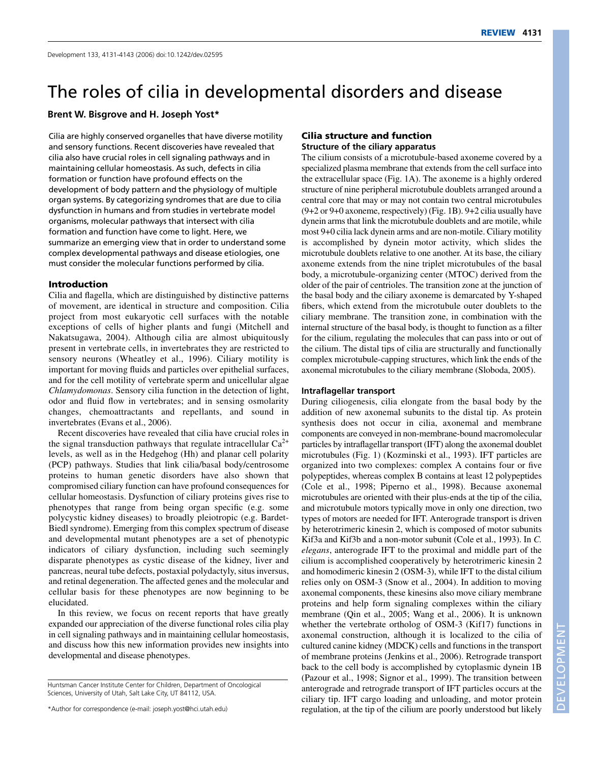# The roles of cilia in developmental disorders and disease

**Brent W. Bisgrove and H. Joseph Yost***

Cilia are highly conserved organelles that have diverse motility and sensory functions. Recent discoveries have revealed that cilia also have crucial roles in cell signaling pathways and in maintaining cellular homeostasis. As such, defects in cilia formation or function have profound effects on the development of body pattern and the physiology of multiple organ systems. By categorizing syndromes that are due to cilia dysfunction in humans and from studies in vertebrate model organisms, molecular pathways that intersect with cilia formation and function have come to light. Here, we summarize an emerging view that in order to understand some complex developmental pathways and disease etiologies, one must consider the molecular functions performed by cilia.

## Introduction

Cilia and flagella, which are distinguished by distinctive patterns of movement, are identical in structure and composition. Cilia project from most eukaryotic cell surfaces with the notable exceptions of cells of higher plants and fungi (Mitchell and Nakatsugawa, 2004). Although cilia are almost ubiquitously present in vertebrate cells, in invertebrates they are restricted to sensory neurons (Wheatley et al., 1996). Ciliary motility is important for moving fluids and particles over epithelial surfaces, and for the cell motility of vertebrate sperm and unicellular algae *Chlamydomonas*. Sensory cilia function in the detection of light, odor and fluid flow in vertebrates; and in sensing osmolarity changes, chemoattractants and repellants, and sound in invertebrates (Evans et al., 2006).

Recent discoveries have revealed that cilia have crucial roles in the signal transduction pathways that regulate intracellular $Ca^{2+}$ levels, as well as in the Hedgehog (Hh) and planar cell polarity (PCP) pathways. Studies that link cilia/basal body/centrosome proteins to human genetic disorders have also shown that compromised ciliary function can have profound consequences for cellular homeostasis. Dysfunction of ciliary proteins gives rise to phenotypes that range from being organ specific (e.g. some polycystic kidney diseases) to broadly pleiotropic (e.g. Bardet-Biedl syndrome). Emerging from this complex spectrum of disease and developmental mutant phenotypes are a set of phenotypic indicators of ciliary dysfunction, including such seemingly disparate phenotypes as cystic disease of the kidney, liver and pancreas, neural tube defects, postaxial polydactyly, situs inversus, and retinal degeneration. The affected genes and the molecular and cellular basis for these phenotypes are now beginning to be elucidated.

In this review, we focus on recent reports that have greatly expanded our appreciation of the diverse functional roles cilia play in cell signaling pathways and in maintaining cellular homeostasis, and discuss how this new information provides new insights into developmental and disease phenotypes.

Huntsman Cancer Institute Center for Children, Department of Oncological Sciences, University of Utah, Salt Lake City, UT 84112, USA.

*Author for correspondence (e-mail: joseph.yost@hci.utah.edu)

## Cilia structure and function

### Structure of the ciliary apparatus

The cilium consists of a microtubule-based axoneme covered by a specialized plasma membrane that extends from the cell surface into the extracellular space (Fig. 1A). The axoneme is a highly ordered structure of nine peripheral microtubule doublets arranged around a central core that may or may not contain two central microtubules (9+2 or 9+0 axoneme, respectively) (Fig. 1B). 9+2 cilia usually have dynein arms that link the microtubule doublets and are motile, while most 9+0 cilia lack dynein arms and are non-motile. Ciliary motility is accomplished by dynein motor activity, which slides the microtubule doublets relative to one another. At its base, the ciliary axoneme extends from the nine triplet microtubules of the basal body, a microtubule-organizing center (MTOC) derived from the older of the pair of centrioles. The transition zone at the junction of the basal body and the ciliary axoneme is demarcated by Y-shaped fibers, which extend from the microtubule outer doublets to the ciliary membrane. The transition zone, in combination with the internal structure of the basal body, is thought to function as a filter for the cilium, regulating the molecules that can pass into or out of the cilium. The distal tips of cilia are structurally and functionally complex microtubule-capping structures, which link the ends of the axonemal microtubules to the ciliary membrane (Sloboda, 2005).

### Intraflagellar transport

During ciliogenesis, cilia elongate from the basal body by the addition of new axonemal subunits to the distal tip. As protein synthesis does not occur in cilia, axonemal and membrane components are conveyed in non-membrane-bound macromolecular particles by intraflagellar transport (IFT) along the axonemal doublet microtubules (Fig. 1) (Kozminski et al., 1993). IFT particles are organized into two complexes: complex A contains four or five polypeptides, whereas complex B contains at least 12 polypeptides (Cole et al., 1998; Piperno et al., 1998). Because axonemal microtubules are oriented with their plus-ends at the tip of the cilia, and microtubule motors typically move in only one direction, two types of motors are needed for IFT. Anterograde transport is driven by heterotrimeric kinesin 2, which is composed of motor subunits Kif3a and Kif3b and a non-motor subunit (Cole et al., 1993). In *C. elegans*, anterograde IFT to the proximal and middle part of the cilium is accomplished cooperatively by heterotrimeric kinesin 2 and homodimeric kinesin 2 (OSM-3), while IFT to the distal cilium relies only on OSM-3 (Snow et al., 2004). In addition to moving axonemal components, these kinesins also move ciliary membrane proteins and help form signaling complexes within the ciliary membrane (Qin et al., 2005; Wang et al., 2006). It is unknown whether the vertebrate ortholog of OSM-3 (Kif17) functions in axonemal construction, although it is localized to the cilia of cultured canine kidney (MDCK) cells and functions in the transport of membrane proteins (Jenkins et al., 2006). Retrograde transport back to the cell body is accomplished by cytoplasmic dynein 1B (Pazour et al., 1998; Signor et al., 1999). The transition between anterograde and retrograde transport of IFT particles occurs at the ciliary tip. IFT cargo loading and unloading, and motor protein regulation, at the tip of the cilium are poorly understood but likely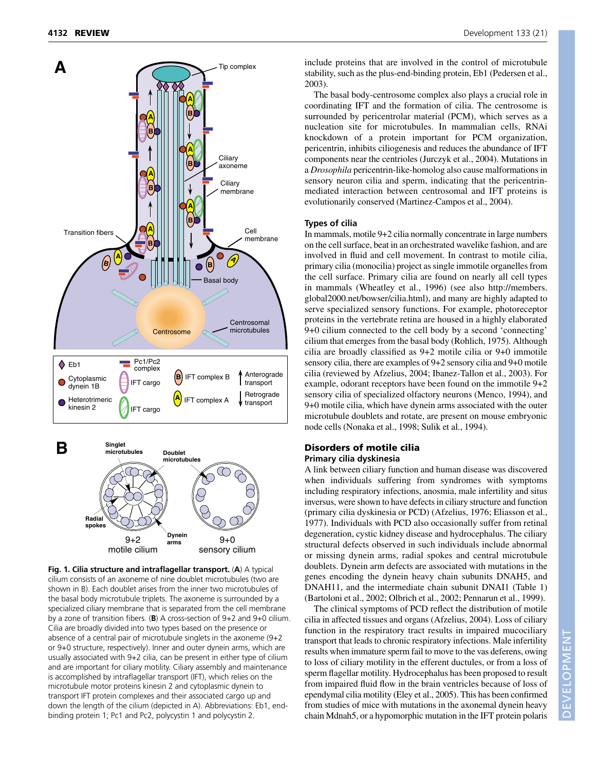Fig. 1. Cilia structure and intraflagellar transport. (A) A typical cilium consists of an axoneme of nine doublet microtubules (two are shown in B). Each doublet arises from the inner two microtubules of the basal body microtubule triplets. The axoneme is surrounded by a specialized ciliary membrane that is separated from the cell membrane by a zone of transition fibers. (B) A cross-section of 9+2 and 9+0 cilium. Cilia are broadly divided into two types based on the presence or absence of a central pair of microtubule singlets in the axoneme (9+2 or 9+0 structure, respectively). Inner and outer dynein arms, which are usually associated with 9+2 cilia, can be present in either type of cilium and are important for ciliary motility. Ciliary assembly and maintenance is accomplished by intraflagellar transport (IFT), which relies on the microtubule motor proteins kinesin 2 and cytoplasmic dynein to transport IFT protein complexes and their associated cargo up and down the length of the cilium (depicted in A). Abbreviations: Eb1, end-binding protein 1; Pc1 and Pc2, polycystin 1 and polycystin 2.

include proteins that are involved in the control of microtubule stability, such as the plus-end-binding protein, Eb1 (Pedersen et al., 2003).

The basal body-centrosome complex also plays a crucial role in coordinating IFT and the formation of cilia. The centrosome is surrounded by pericentrolar material (PCM), which serves as a nucleation site for microtubules. In mammalian cells, RNAi knockdown of a protein important for PCM organization, pericentrin, inhibits ciliogenesis and reduces the abundance of IFT components near the centrioles (Jurczyk et al., 2004). Mutations in a *Drosophila* pericentrin-like-homolog also cause malformations in sensory neuron cilia and sperm, indicating that the pericentrin-mediated interaction between centrosomal and IFT proteins is evolutionarily conserved (Martinez-Campos et al., 2004).

### Types of cilia

In mammals, motile 9+2 cilia normally concentrate in large numbers on the cell surface, beat in an orchestrated wavelike fashion, and are involved in fluid and cell movement. In contrast to motile cilia, primary cilia (monocilia) project as single immotile organelles from the cell surface. Primary cilia are found on nearly all cell types in mammals (Wheatley et al., 1996) (see also http://members.global2000.net/bowser/cilia.html), and many are highly adapted to serve specialized sensory functions. For example, photoreceptor proteins in the vertebrate retina are housed in a highly elaborated 9+0 cilium connected to the cell body by a second 'connecting' cilium that emerges from the basal body (Rohlich, 1975). Although cilia are broadly classified as 9+2 motile cilia or 9+0 immotile sensory cilia, there are examples of 9+2 sensory cilia and 9+0 motile cilia (reviewed by Afzelius, 2004; Ibanez-Tallon et al., 2003). For example, odorant receptors have been found on the immotile 9+2 sensory cilia of specialized olfactory neurons (Menco, 1994), and 9+0 motile cilia, which have dynein arms associated with the outer microtubule doublets and rotate, are present on mouse embryonic node cells (Nonaka et al., 1998; Sulik et al., 1994).

## Disorders of motile cilia

### Primary cilia dyskinesia

A link between ciliary function and human disease was discovered when individuals suffering from syndromes with symptoms including respiratory infections, anosmia, male infertility and situs inversus, were shown to have defects in ciliary structure and function (primary cilia dyskinesia or PCD) (Afzelius, 1976; Eliasson et al., 1977). Individuals with PCD also occasionally suffer from retinal degeneration, cystic kidney disease and hydrocephalus. The ciliary structural defects observed in such individuals include abnormal or missing dynein arms, radial spokes and central microtubule doublets. Dynein arm defects are associated with mutations in the genes encoding the dynein heavy chain subunits DNAH5, and DNAH11, and the intermediate chain subunit DNAI1 (Table 1) (Bartoloni et al., 2002; Olbrich et al., 2002; Pennarun et al., 1999).

The clinical symptoms of PCD reflect the distribution of motile cilia in affected tissues and organs (Afzelius, 2004). Loss of ciliary function in the respiratory tract results in impaired mucociliary transport that leads to chronic respiratory infections. Male infertility results when immature sperm fail to move to the vas deferens, owing to loss of ciliary motility in the efferent ductules, or from a loss of sperm flagellar motility. Hydrocephalus has been proposed to result from impaired fluid flow in the brain ventricles because of loss of ependymal cilia motility (Eley et al., 2005). This has been confirmed from studies of mice with mutations in the axonemal dynein heavy chain Mdnah5, or a hypomorphic mutation in the IFT protein polaris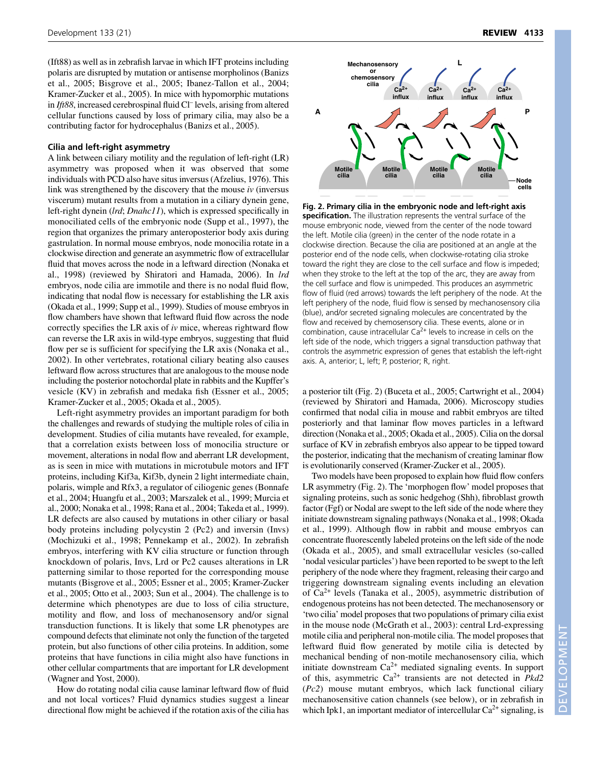(Ift88) as well as in zebrafish larvae in which IFT proteins including polaris are disrupted by mutation or antisense morpholinos (Banizs et al., 2005; Bisgrove et al., 2005; Ibanez-Tallon et al., 2004; Kramer-Zucker et al., 2005). In mice with hypomorphic mutations in *Ift88*, increased cerebrospinal fluid $Cl^-$ levels, arising from altered cellular functions caused by loss of primary cilia, may also be a contributing factor for hydrocephalus (Banizs et al., 2005).

## Cilia and left-right asymmetry

A link between ciliary motility and the regulation of left-right (LR) asymmetry was proposed when it was observed that some individuals with PCD also have situs inversus (Afzelius, 1976). This link was strengthened by the discovery that the mouse *iv* (inversus viscerum) mutant results from a mutation in a ciliary dynein gene, left-right dynein (*lrd*; *Dnahc11*), which is expressed specifically in monociliated cells of the embryonic node (Supp et al., 1997), the region that organizes the primary anteroposterior body axis during gastrulation. In normal mouse embryos, node monocilia rotate in a clockwise direction and generate an asymmetric flow of extracellular fluid that moves across the node in a leftward direction (Nonaka et al., 1998) (reviewed by Shiratori and Hamada, 2006). In *lrd* embryos, node cilia are immotile and there is no nodal fluid flow, indicating that nodal flow is necessary for establishing the LR axis (Okada et al., 1999; Supp et al., 1999). Studies of mouse embryos in flow chambers have shown that leftward fluid flow across the node correctly specifies the LR axis of *iv* mice, whereas rightward flow can reverse the LR axis in wild-type embryos, suggesting that fluid flow per se is sufficient for specifying the LR axis (Nonaka et al., 2002). In other vertebrates, rotational ciliary beating also causes leftward flow across structures that are analogous to the mouse node including the posterior notochordal plate in rabbits and the Kupffer's vesicle (KV) in zebrafish and medaka fish (Essner et al., 2005; Kramer-Zucker et al., 2005; Okada et al., 2005).

Left-right asymmetry provides an important paradigm for both the challenges and rewards of studying the multiple roles of cilia in development. Studies of cilia mutants have revealed, for example, that a correlation exists between loss of monocilia structure or movement, alterations in nodal flow and aberrant LR development, as is seen in mice with mutations in microtubule motors and IFT proteins, including Kif3a, Kif3b, dynein 2 light intermediate chain, polaris, wimple and Rfx3, a regulator of ciliogenic genes (Bonnafe et al., 2004; Huangfu et al., 2003; Marszalek et al., 1999; Murcia et al., 2000; Nonaka et al., 1998; Rana et al., 2004; Takeda et al., 1999). LR defects are also caused by mutations in other ciliary or basal body proteins including polycystin 2 (Pc2) and inversin (Invs) (Mochizuki et al., 1998; Pennekamp et al., 2002). In zebrafish embryos, interfering with KV cilia structure or function through knockdown of polaris, Invs, Lrd or Pc2 causes alterations in LR patterning similar to those reported for the corresponding mouse mutants (Bisgrove et al., 2005; Essner et al., 2005; Kramer-Zucker et al., 2005; Otto et al., 2003; Sun et al., 2004). The challenge is to determine which phenotypes are due to loss of cilia structure, motility and flow, and loss of mechanosensory and/or signal transduction functions. It is likely that some LR phenotypes are compound defects that eliminate not only the function of the targeted protein, but also functions of other cilia proteins. In addition, some proteins that have functions in cilia might also have functions in other cellular compartments that are important for LR development (Wagner and Yost, 2000).

How do rotating nodal cilia cause laminar leftward flow of fluid and not local vortices? Fluid dynamics studies suggest a linear directional flow might be achieved if the rotation axis of the cilia has a posterior tilt (Fig. 2) (Buceta et al., 2005; Cartwright et al., 2004) (reviewed by Shiratori and Hamada, 2006). Microscopy studies confirmed that nodal cilia in mouse and rabbit embryos are tilted posteriorly and that laminar flow moves particles in a leftward direction (Nonaka et al., 2005; Okada et al., 2005). Cilia on the dorsal surface of KV in zebrafish embryos also appear to be tipped toward the posterior, indicating that the mechanism of creating laminar flow is evolutionarily conserved (Kramer-Zucker et al., 2005).

**Fig. 2. Primary cilia in the embryonic node and left-right axis specification.** The illustration represents the ventral surface of the mouse embryonic node, viewed from the center of the node toward the left. Motile cilia (green) in the center of the node rotate in a clockwise direction. Because the cilia are positioned at an angle at the posterior end of the node cells, when clockwise-rotating cilia stroke toward the right they are close to the cell surface and flow is impeded; when they stroke to the left at the top of the arc, they are away from the cell surface and flow is unimpeded. This produces an asymmetric flow of fluid (red arrows) towards the left periphery of the node. At the left periphery of the node, fluid flow is sensed by mechanosensory cilia (blue), and/or secreted signaling molecules are concentrated by the flow and received by chemosensory cilia. These events, alone or in combination, cause intracellular $Ca^{2+}$ levels to increase in cells on the left side of the node, which triggers a signal transduction pathway that controls the asymmetric expression of genes that establish the left-right axis. A, anterior; L, left; P, posterior; R, right.

Two models have been proposed to explain how fluid flow confers LR asymmetry (Fig. 2). The 'morphogen flow' model proposes that signaling proteins, such as sonic hedgehog (Shh), fibroblast growth factor (Fgf) or Nodal are swept to the left side of the node where they initiate downstream signaling pathways (Nonaka et al., 1998; Okada et al., 1999). Although flow in rabbit and mouse embryos can concentrate fluorescently labeled proteins on the left side of the node (Okada et al., 2005), and small extracellular vesicles (so-called 'nodal vesicular particles') have been reported to be swept to the left periphery of the node where they fragment, releasing their cargo and triggering downstream signaling events including an elevation of $Ca^{2+}$ levels (Tanaka et al., 2005), asymmetric distribution of endogenous proteins has not been detected. The mechanosensory or 'two cilia' model proposes that two populations of primary cilia exist in the mouse node (McGrath et al., 2003): central Lrd-expressing motile cilia and peripheral non-motile cilia. The model proposes that leftward fluid flow generated by motile cilia is detected by mechanical bending of non-motile mechanosensory cilia, which initiate downstream $Ca^{2+}$ mediated signaling events. In support of this, asymmetric $Ca^{2+}$ transients are not detected in *Pkd2* (*Pc2*) mouse mutant embryos, which lack functional ciliary mechanosensitive cation channels (see below), or in zebrafish in which Ipk1, an important mediator of intercellular $Ca^{2+}$ signaling, is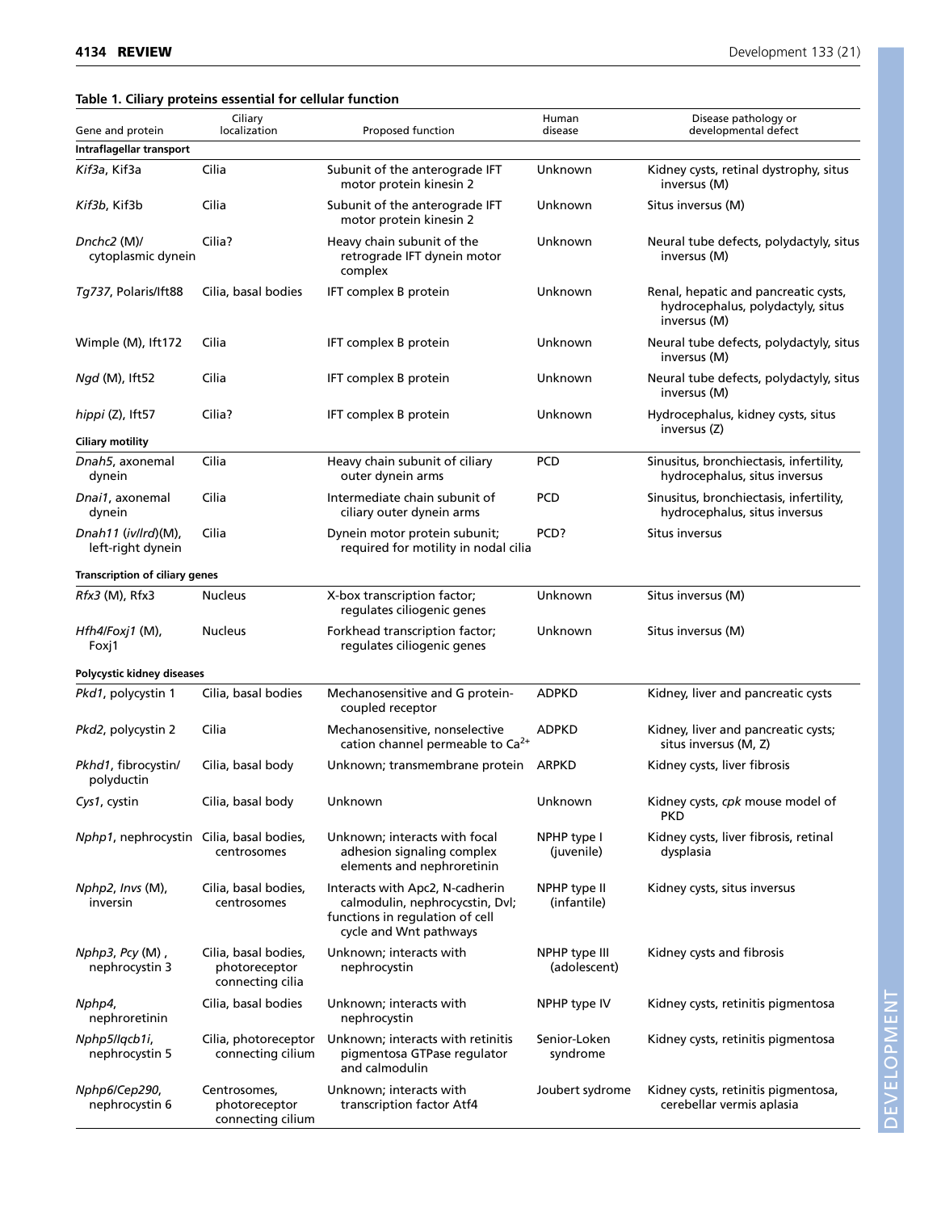**Table 1. Ciliary proteins essential for cellular function**

| Gene and protein | Ciliary localization | Proposed function | Human disease | Disease pathology or developmental defect |
|---|---|---|---|---|
| **Intraflagellar transport** | | | | |
| *Kif3a*, Kif3a | Cilia | Subunit of the anterograde IFT motor protein kinesin 2 | Unknown | Kidney cysts, retinal dystrophy, situs inversus (M) |
| *Kif3b*, Kif3b | Cilia | Subunit of the anterograde IFT motor protein kinesin 2 | Unknown | Situs inversus (M) |
| *Dnchc2* (M)/ cytoplasmic dynein | Cilia? | Heavy chain subunit of the retrograde IFT dynein motor complex | Unknown | Neural tube defects, polydactyly, situs inversus (M) |
| *Tg737*, Polaris/Ift88 | Cilia, basal bodies | IFT complex B protein | Unknown | Renal, hepatic and pancreatic cysts, hydrocephalus, polydactyly, situs inversus (M) |
| Wimple (M), Ift172 | Cilia | IFT complex B protein | Unknown | Neural tube defects, polydactyly, situs inversus (M) |
| *Ngd* (M), Ift52 | Cilia | IFT complex B protein | Unknown | Neural tube defects, polydactyly, situs inversus (M) |
| *hippi* (Z), Ift57 | Cilia? | IFT complex B protein | Unknown | Hydrocephalus, kidney cysts, situs inversus (Z) |
| **Ciliary motility** | | | | |
| *Dnah5*, axonemal dynein | Cilia | Heavy chain subunit of ciliary outer dynein arms | PCD | Sinusitus, bronchiectasis, infertility, hydrocephalus, situs inversus |
| *Dnai1*, axonemal dynein | Cilia | Intermediate chain subunit of ciliary outer dynein arms | PCD | Sinusitus, bronchiectasis, infertility, hydrocephalus, situs inversus |
| *Dnah11* (*iv*/*lrd*)(M), left-right dynein | Cilia | Dynein motor protein subunit; required for motility in nodal cilia | PCD? | Situs inversus |
| **Transcription of ciliary genes** | | | | |
| *Rfx3* (M), Rfx3 | Nucleus | X-box transcription factor; regulates ciliogenic genes | Unknown | Situs inversus (M) |
| *Hfh4*/*Foxj1* (M), Foxj1 | Nucleus | Forkhead transcription factor; regulates ciliogenic genes | Unknown | Situs inversus (M) |
| **Polycystic kidney diseases** | | | | |
| *Pkd1*, polycystin 1 | Cilia, basal bodies | Mechanosensitive and G protein-coupled receptor | ADPKD | Kidney, liver and pancreatic cysts |
| *Pkd2*, polycystin 2 | Cilia | Mechanosensitive, nonselective cation channel permeable to $Ca^{2+}$ | ADPKD | Kidney, liver and pancreatic cysts; situs inversus (M, Z) |
| *Pkhd1*, fibrocystin/ polyductin | Cilia, basal body | Unknown; transmembrane protein | ARPKD | Kidney cysts, liver fibrosis |
| *Cys1*, cystin | Cilia, basal body | Unknown | Unknown | Kidney cysts, *cpk* mouse model of PKD |
| *Nphp1*, nephrocystin | Cilia, basal bodies, centrosomes | Unknown; interacts with focal adhesion signaling complex elements and nephroretinin | NPHP type I (juvenile) | Kidney cysts, liver fibrosis, retinal dysplasia |
| *Nphp2*, *Invs* (M), inversin | Cilia, basal bodies, centrosomes | Interacts with Apc2, N-cadherin calmodulin, nephrocystin, Dvl; functions in regulation of cell cycle and Wnt pathways | NPHP type II (infantile) | Kidney cysts, situs inversus |
| *Nphp3*, *Pcy* (M) , nephrocystin 3 | Cilia, basal bodies, photoreceptor connecting cilia | Unknown; interacts with nephrocystin | NPHP type III (adolescent) | Kidney cysts and fibrosis |
| *Nphp4*, nephroretinin | Cilia, basal bodies | Unknown; interacts with nephrocystin | NPHP type IV | Kidney cysts, retinitis pigmentosa |
| *Nphp5*/*Iqcb1i*, nephrocystin 5 | Cilia, photoreceptor connecting cilium | Unknown; interacts with retinitis pigmentosa GTPase regulator and calmodulin | Senior-Loken syndrome | Kidney cysts, retinitis pigmentosa |
| *Nphp6*/*Cep290*, nephrocystin 6 | Centrosomes, photoreceptor connecting cilium | Unknown; interacts with transcription factor Atf4 | Joubert sydrome | Kidney cysts, retinitis pigmentosa, cerebellar vermis aplasia |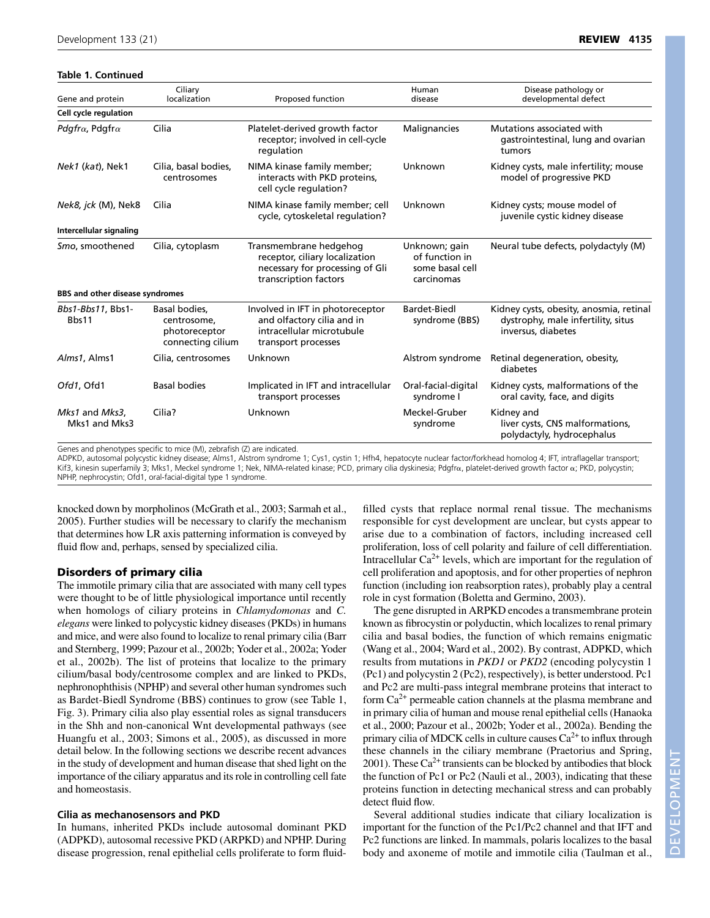**Table 1. Continued**

| Gene and protein | Ciliary localization | Proposed function | Human disease | Disease pathology or developmental defect |
|---|---|---|---|---|
| **Cell cycle regulation** | | | | |
| *Pdgfrα*, Pdgfrα | Cilia | Platelet-derived growth factor receptor; involved in cell-cycle regulation | Malignancies | Mutations associated with gastrointestinal, lung and ovarian tumors |
| *Nek1* (*kat*), Nek1 | Cilia, basal bodies, centrosomes | NIMA kinase family member; interacts with PKD proteins, cell cycle regulation? | Unknown | Kidney cysts, male infertility; mouse model of progressive PKD |
| *Nek8, jck* (M), Nek8 | Cilia | NIMA kinase family member; cell cycle, cytoskeletal regulation? | Unknown | Kidney cysts; mouse model of juvenile cystic kidney disease |
| **Intercellular signaling** | | | | |
| *Smo*, smoothened | Cilia, cytoplasm | Transmembrane hedgehog receptor, ciliary localization necessary for processing of Gli transcription factors | Unknown; gain of function in some basal cell carcinomas | Neural tube defects, polydactyly (M) |
| **BBS and other disease syndromes** | | | | |
| *Bbs1-Bbs11*, Bbs1-Bbs11 | Basal bodies, centrosome, photoreceptor connecting cilium | Involved in IFT in photoreceptor and olfactory cilia and in intracellular microtubule transport processes | Bardet-Biedl syndrome (BBS) | Kidney cysts, obesity, anosmia, retinal dystrophy, male infertility, situs inversus, diabetes |
| *Alms1*, Alms1 | Cilia, centrosomes | Unknown | Alstrom syndrome | Retinal degeneration, obesity, diabetes |
| *Ofd1*, Ofd1 | Basal bodies | Implicated in IFT and intracellular transport processes | Oral-facial-digital syndrome I | Kidney cysts, malformations of the oral cavity, face, and digits |
| *Mks1* and *Mks3*, Mks1 and Mks3 | Cilia? | Unknown | Meckel-Gruber syndrome | Kidney and liver cysts, CNS malformations, polydactyly, hydrocephalus |

Genes and phenotypes specific to mice (M), zebrafish (Z) are indicated.
ADPKD, autosomal polycystic kidney disease; Alms1, Alstrom syndrome 1; Cys1, cystin 1; Hfh4, hepatocyte nuclear factor/forkhead homolog 4; IFT, intraflagellar transport; Kif3, kinesin superfamily 3; Mks1, Meckel syndrome 1; Nek, NIMA-related kinase; PCD, primary cilia dyskinesia; Pdgfrα, platelet-derived growth factor α; PKD, polycystin; NPHP, nephrocystin; Ofd1, oral-facial-digital type 1 syndrome.

knocked down by morpholinos (McGrath et al., 2003; Sarmah et al., 2005). Further studies will be necessary to clarify the mechanism that determines how LR axis patterning information is conveyed by fluid flow and, perhaps, sensed by specialized cilia.

## Disorders of primary cilia

The immotile primary cilia that are associated with many cell types were thought to be of little physiological importance until recently when homologs of ciliary proteins in *Chlamydomonas* and *C. elegans* were linked to polycystic kidney diseases (PKDs) in humans and mice, and were also found to localize to renal primary cilia (Barr and Sternberg, 1999; Pazour et al., 2002b; Yoder et al., 2002a; Yoder et al., 2002b). The list of proteins that localize to the primary cilium/basal body/centrosome complex and are linked to PKDs, nephronophthisis (NPHP) and several other human syndromes such as Bardet-Biedl Syndrome (BBS) continues to grow (see Table 1, Fig. 3). Primary cilia also play essential roles as signal transducers in the Shh and non-canonical Wnt developmental pathways (see Huangfu et al., 2003; Simons et al., 2005), as discussed in more detail below. In the following sections we describe recent advances in the study of development and human disease that shed light on the importance of the ciliary apparatus and its role in controlling cell fate and homeostasis.

### Cilia as mechanosensors and PKD

In humans, inherited PKDs include autosomal dominant PKD (ADPKD), autosomal recessive PKD (ARPKD) and NPHP. During disease progression, renal epithelial cells proliferate to form fluid-filled cysts that replace normal renal tissue. The mechanisms responsible for cyst development are unclear, but cysts appear to arise due to a combination of factors, including increased cell proliferation, loss of cell polarity and failure of cell differentiation. Intracellular $Ca^{2+}$ levels, which are important for the regulation of cell proliferation and apoptosis, and for other properties of nephron function (including ion reabsorption rates), probably play a central role in cyst formation (Boletta and Germino, 2003).

The gene disrupted in ARPKD encodes a transmembrane protein known as fibrocystin or polyductin, which localizes to renal primary cilia and basal bodies, the function of which remains enigmatic (Wang et al., 2004; Ward et al., 2002). By contrast, ADPKD, which results from mutations in *PKD1* or *PKD2* (encoding polycystin 1 (Pc1) and polycystin 2 (Pc2), respectively), is better understood. Pc1 and Pc2 are multi-pass integral membrane proteins that interact to form $Ca^{2+}$ permeable cation channels at the plasma membrane and in primary cilia of human and mouse renal epithelial cells (Hanaoka et al., 2000; Pazour et al., 2002b; Yoder et al., 2002a). Bending the primary cilia of MDCK cells in culture causes $Ca^{2+}$ to influx through these channels in the ciliary membrane (Praetorius and Spring, 2001). These $Ca^{2+}$ transients can be blocked by antibodies that block the function of Pc1 or Pc2 (Nauli et al., 2003), indicating that these proteins function in detecting mechanical stress and can probably detect fluid flow.

Several additional studies indicate that ciliary localization is important for the function of the Pc1/Pc2 channel and that IFT and Pc2 functions are linked. In mammals, polaris localizes to the basal body and axoneme of motile and immotile cilia (Taulman et al.,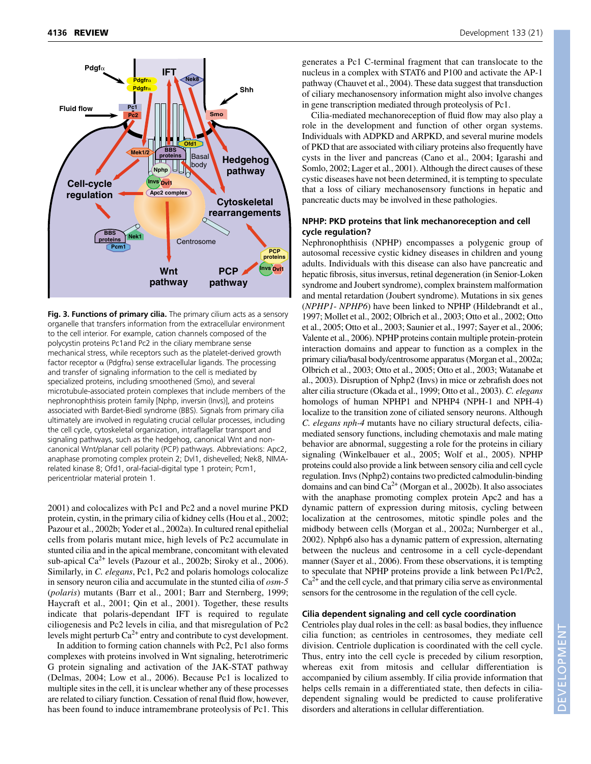**Fig. 3. Functions of primary cilia.** The primary cilium acts as a sensory organelle that transfers information from the extracellular environment to the cell interior. For example, cation channels composed of the polycystin proteins Pc1and Pc2 in the ciliary membrane sense mechanical stress, while receptors such as the platelet-derived growth factor receptor α (Pdgfrα) sense extracellular ligands. The processing and transfer of signaling information to the cell is mediated by specialized proteins, including smoothened (Smo), and several microtubule-associated protein complexes that include members of the nephronophthisis protein family [Nphp, inversin (Invs)], and proteins associated with Bardet-Biedl syndrome (BBS). Signals from primary cilia ultimately are involved in regulating crucial cellular processes, including the cell cycle, cytoskeletal organization, intraflagellar transport and signaling pathways, such as the hedgehog, canonical Wnt and non-canonical Wnt/planar cell polarity (PCP) pathways. Abbreviations: Apc2, anaphase promoting complex protein 2; Dvl1, dishevelled; Nek8, NIMA-related kinase 8; Ofd1, oral-facial-digital type 1 protein; Pcm1, pericentriolar material protein 1.

2001) and colocalizes with Pc1 and Pc2 and a novel murine PKD protein, cystin, in the primary cilia of kidney cells (Hou et al., 2002; Pazour et al., 2002b; Yoder et al., 2002a). In cultured renal epithelial cells from polaris mutant mice, high levels of Pc2 accumulate in stunted cilia and in the apical membrane, concomitant with elevated sub-apical $Ca^{2+}$ levels (Pazour et al., 2002b; Siroky et al., 2006). Similarly, in *C. elegans*, Pc1, Pc2 and polaris homologs colocalize in sensory neuron cilia and accumulate in the stunted cilia of *osm-5* (*polaris*) mutants (Barr et al., 2001; Barr and Sternberg, 1999; Haycraft et al., 2001; Qin et al., 2001). Together, these results indicate that polaris-dependant IFT is required to regulate ciliogenesis and Pc2 levels in cilia, and that misregulation of Pc2 levels might perturb $Ca^{2+}$ entry and contribute to cyst development.

In addition to forming cation channels with Pc2, Pc1 also forms complexes with proteins involved in Wnt signaling, heterotrimeric G protein signaling and activation of the JAK-STAT pathway (Delmas, 2004; Low et al., 2006). Because Pc1 is localized to multiple sites in the cell, it is unclear whether any of these processes are related to ciliary function. Cessation of renal fluid flow, however, has been found to induce intramembrane proteolysis of Pc1. This generates a Pc1 C-terminal fragment that can translocate to the nucleus in a complex with STAT6 and P100 and activate the AP-1 pathway (Chauvet et al., 2004). These data suggest that transduction of ciliary mechanosensory information might also involve changes in gene transcription mediated through proteolysis of Pc1.

Cilia-mediated mechanoreception of fluid flow may also play a role in the development and function of other organ systems. Individuals with ADPKD and ARPKD, and several murine models of PKD that are associated with ciliary proteins also frequently have cysts in the liver and pancreas (Cano et al., 2004; Igarashi and Somlo, 2002; Lager et al., 2001). Although the direct causes of these cystic diseases have not been determined, it is tempting to speculate that a loss of ciliary mechanosensory functions in hepatic and pancreatic ducts may be involved in these pathologies.

## NPHP: PKD proteins that link mechanoreception and cell cycle regulation?

Nephronophthisis (NPHP) encompasses a polygenic group of autosomal recessive cystic kidney diseases in children and young adults. Individuals with this disease can also have pancreatic and hepatic fibrosis, situs inversus, retinal degeneration (in Senior-Loken syndrome and Joubert syndrome), complex brainstem malformation and mental retardation (Joubert syndrome). Mutations in six genes (*NPHP1- NPHP6*) have been linked to NPHP (Hildebrandt et al., 1997; Mollet et al., 2002; Olbrich et al., 2003; Otto et al., 2002; Otto et al., 2005; Otto et al., 2003; Saunier et al., 1997; Sayer et al., 2006; Valente et al., 2006). NPHP proteins contain multiple protein-protein interaction domains and appear to function as a complex in the primary cilia/basal body/centrosome apparatus (Morgan et al., 2002a; Olbrich et al., 2003; Otto et al., 2005; Otto et al., 2003; Watanabe et al., 2003). Disruption of Nphp2 (Invs) in mice or zebrafish does not alter cilia structure (Okada et al., 1999; Otto et al., 2003). *C. elegans* homologs of human NPHP1 and NPHP4 (NPH-1 and NPH-4) localize to the transition zone of ciliated sensory neurons. Although *C. elegans nph-4* mutants have no ciliary structural defects, cilia-mediated sensory functions, including chemotaxis and male mating behavior are abnormal, suggesting a role for the proteins in ciliary signaling (Winkelbauer et al., 2005; Wolf et al., 2005). NPHP proteins could also provide a link between sensory cilia and cell cycle regulation. Invs (Nphp2) contains two predicted calmodulin-binding domains and can bind $Ca^{2+}$ (Morgan et al., 2002b). It also associates with the anaphase promoting complex protein Apc2 and has a dynamic pattern of expression during mitosis, cycling between localization at the centrosomes, mitotic spindle poles and the midbody between cells (Morgan et al., 2002a; Nurnberger et al., 2002). Nphp6 also has a dynamic pattern of expression, alternating between the nucleus and centrosome in a cell cycle-dependant manner (Sayer et al., 2006). From these observations, it is tempting to speculate that NPHP proteins provide a link between Pc1/Pc2, $Ca^{2+}$ and the cell cycle, and that primary cilia serve as environmental sensors for the centrosome in the regulation of the cell cycle.

## Cilia dependent signaling and cell cycle coordination

Centrioles play dual roles in the cell: as basal bodies, they influence cilia function; as centrioles in centrosomes, they mediate cell division. Centriole duplication is coordinated with the cell cycle. Thus, entry into the cell cycle is preceded by cilium resorption, whereas exit from mitosis and cellular differentiation is accompanied by cilium assembly. If cilia provide information that helps cells remain in a differentiated state, then defects in cilia-dependent signaling would be predicted to cause proliferative disorders and alterations in cellular differentiation.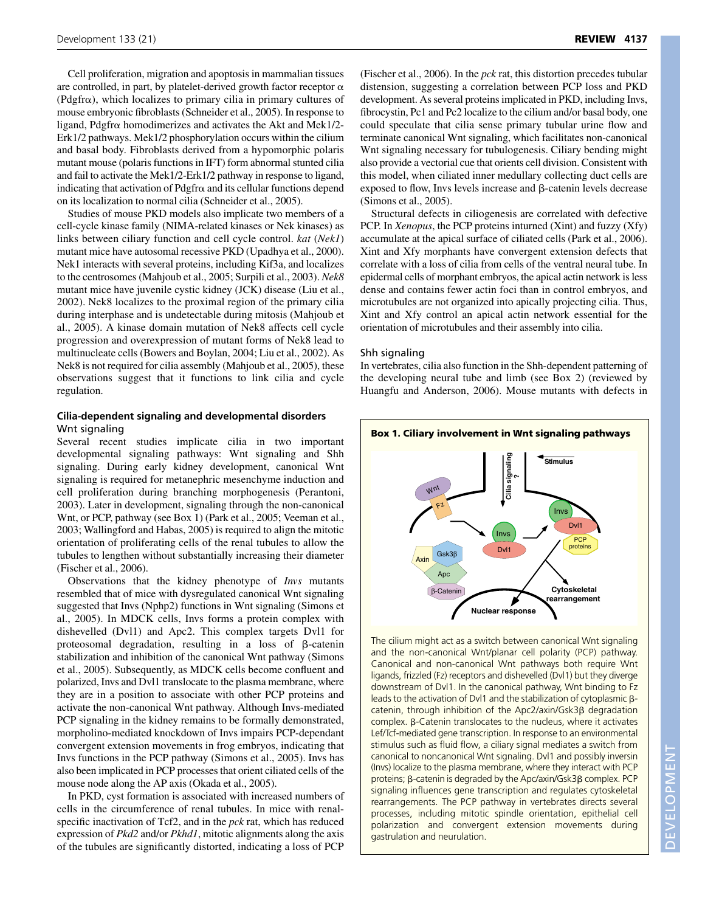Cell proliferation, migration and apoptosis in mammalian tissues are controlled, in part, by platelet-derived growth factor receptor α (Pdgfrα), which localizes to primary cilia in primary cultures of mouse embryonic fibroblasts (Schneider et al., 2005). In response to ligand, Pdgfrα homodimerizes and activates the Akt and Mek1/2-Erk1/2 pathways. Mek1/2 phosphorylation occurs within the cilium and basal body. Fibroblasts derived from a hypomorphic polaris mutant mouse (polaris functions in IFT) form abnormal stunted cilia and fail to activate the Mek1/2-Erk1/2 pathway in response to ligand, indicating that activation of Pdgfrα and its cellular functions depend on its localization to normal cilia (Schneider et al., 2005).

Studies of mouse PKD models also implicate two members of a cell-cycle kinase family (NIMA-related kinases or Nek kinases) as links between ciliary function and cell cycle control. *kat* (*Nek1*) mutant mice have autosomal recessive PKD (Upadhya et al., 2000). Nek1 interacts with several proteins, including Kif3a, and localizes to the centrosomes (Mahjoub et al., 2005; Surpili et al., 2003). *Nek8* mutant mice have juvenile cystic kidney (JCK) disease (Liu et al., 2002). Nek8 localizes to the proximal region of the primary cilia during interphase and is undetectable during mitosis (Mahjoub et al., 2005). A kinase domain mutation of Nek8 affects cell cycle progression and overexpression of mutant forms of Nek8 lead to multinucleate cells (Bowers and Boylan, 2004; Liu et al., 2002). As Nek8 is not required for cilia assembly (Mahjoub et al., 2005), these observations suggest that it functions to link cilia and cycle regulation.

## Cilia-dependent signaling and developmental disorders

### Wnt signaling

Several recent studies implicate cilia in two important developmental signaling pathways: Wnt signaling and Shh signaling. During early kidney development, canonical Wnt signaling is required for metanephric mesenchyme induction and cell proliferation during branching morphogenesis (Perantoni, 2003). Later in development, signaling through the non-canonical Wnt, or PCP, pathway (see Box 1) (Park et al., 2005; Veeman et al., 2003; Wallingford and Habas, 2005) is required to align the mitotic orientation of proliferating cells of the renal tubules to allow the tubules to lengthen without substantially increasing their diameter (Fischer et al., 2006).

Observations that the kidney phenotype of *Invs* mutants resembled that of mice with dysregulated canonical Wnt signaling suggested that Invs (Nphp2) functions in Wnt signaling (Simons et al., 2005). In MDCK cells, Invs forms a protein complex with dishevelled (Dvl1) and Apc2. This complex targets Dvl1 for proteosomal degradation, resulting in a loss of β-catenin stabilization and inhibition of the canonical Wnt pathway (Simons et al., 2005). Subsequently, as MDCK cells become confluent and polarized, Invs and Dvl1 translocate to the plasma membrane, where they are in a position to associate with other PCP proteins and activate the non-canonical Wnt pathway. Although Invs-mediated PCP signaling in the kidney remains to be formally demonstrated, morpholino-mediated knockdown of Invs impairs PCP-dependant convergent extension movements in frog embryos, indicating that Invs functions in the PCP pathway (Simons et al., 2005). Invs has also been implicated in PCP processes that orient ciliated cells of the mouse node along the AP axis (Okada et al., 2005).

In PKD, cyst formation is associated with increased numbers of cells in the circumference of renal tubules. In mice with renal-specific inactivation of Tcf2, and in the *pck* rat, which has reduced expression of *Pkd2* and/or *Pkhd1*, mitotic alignments along the axis of the tubules are significantly distorted, indicating a loss of PCP (Fischer et al., 2006). In the *pck* rat, this distortion precedes tubular distension, suggesting a correlation between PCP loss and PKD development. As several proteins implicated in PKD, including Invs, fibrocystin, Pc1 and Pc2 localize to the cilium and/or basal body, one could speculate that cilia sense primary tubular urine flow and terminate canonical Wnt signaling, which facilitates non-canonical Wnt signaling necessary for tubulogenesis. Ciliary bending might also provide a vectorial cue that orients cell division. Consistent with this model, when ciliated inner medullary collecting duct cells are exposed to flow, Invs levels increase and β-catenin levels decrease (Simons et al., 2005).

Structural defects in ciliogenesis are correlated with defective PCP. In *Xenopus*, the PCP proteins inturned (Xint) and fuzzy (Xfy) accumulate at the apical surface of ciliated cells (Park et al., 2006). Xint and Xfy morphants have convergent extension defects that correlate with a loss of cilia from cells of the ventral neural tube. In epidermal cells of morphant embryos, the apical actin network is less dense and contains fewer actin foci than in control embryos, and microtubules are not organized into apically projecting cilia. Thus, Xint and Xfy control an apical actin network essential for the orientation of microtubules and their assembly into cilia.

### Shh signaling

In vertebrates, cilia also function in the Shh-dependent patterning of the developing neural tube and limb (see Box 2) (reviewed by Huangfu and Anderson, 2006). Mouse mutants with defects in

**Box 1. Ciliary involvement in Wnt signaling pathways**

The cilium might act as a switch between canonical Wnt signaling and the non-canonical Wnt/planar cell polarity (PCP) pathway. Canonical and non-canonical Wnt pathways both require Wnt ligands, frizzled (Fz) receptors and dishevelled (Dvl1) but they diverge downstream of Dvl1. In the canonical pathway, Wnt binding to Fz leads to the activation of Dvl1 and the stabilization of cytoplasmic β-catenin, through inhibition of the Apc2/axin/Gsk3β degradation complex. β-Catenin translocates to the nucleus, where it activates Lef/Tcf-mediated gene transcription. In response to an environmental stimulus such as fluid flow, a ciliary signal mediates a switch from canonical to noncanonical Wnt signaling. Dvl1 and possibly inversin (Invs) localize to the plasma membrane, where they interact with PCP proteins; β-catenin is degraded by the Apc/axin/Gsk3β complex. PCP signaling influences gene transcription and regulates cytoskeletal rearrangements. The PCP pathway in vertebrates directs several processes, including mitotic spindle orientation, epithelial cell polarization and convergent extension movements during gastrulation and neurulation.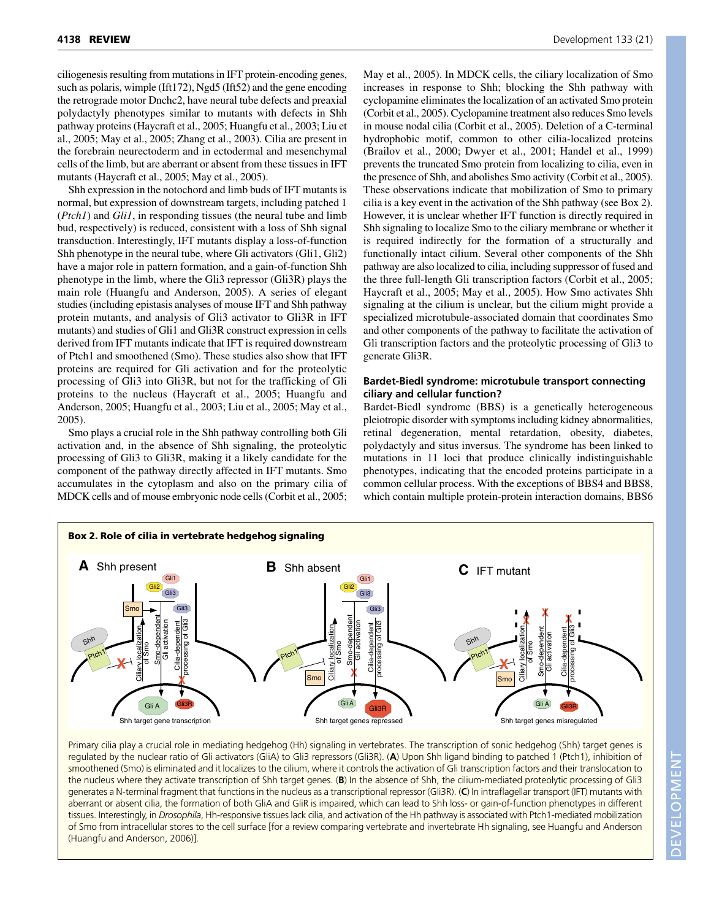ciliogenesis resulting from mutations in IFT protein-encoding genes, such as polaris, wimple (Ift172), Ngd5 (Ift52) and the gene encoding the retrograde motor Dnchc2, have neural tube defects and preaxial polydactyly phenotypes similar to mutants with defects in Shh pathway proteins (Haycraft et al., 2005; Huangfu et al., 2003; Liu et al., 2005; May et al., 2005; Zhang et al., 2003). Cilia are present in the forebrain neurectoderm and in ectodermal and mesenchymal cells of the limb, but are aberrant or absent from these tissues in IFT mutants (Haycraft et al., 2005; May et al., 2005).

Shh expression in the notochord and limb buds of IFT mutants is normal, but expression of downstream targets, including patched 1 (*Ptch1*) and *Gli1*, in responding tissues (the neural tube and limb bud, respectively) is reduced, consistent with a loss of Shh signal transduction. Interestingly, IFT mutants display a loss-of-function Shh phenotype in the neural tube, where Gli activators (Gli1, Gli2) have a major role in pattern formation, and a gain-of-function Shh phenotype in the limb, where the Gli3 repressor (Gli3R) plays the main role (Huangfu and Anderson, 2005). A series of elegant studies (including epistasis analyses of mouse IFT and Shh pathway protein mutants, and analysis of Gli3 activator to Gli3R in IFT mutants) and studies of Gli1 and Gli3R construct expression in cells derived from IFT mutants indicate that IFT is required downstream of Ptch1 and smoothened (Smo). These studies also show that IFT proteins are required for Gli activation and for the proteolytic processing of Gli3 into Gli3R, but not for the trafficking of Gli proteins to the nucleus (Haycraft et al., 2005; Huangfu and Anderson, 2005; Huangfu et al., 2003; Liu et al., 2005; May et al., 2005).

Smo plays a crucial role in the Shh pathway controlling both Gli activation and, in the absence of Shh signaling, the proteolytic processing of Gli3 to Gli3R, making it a likely candidate for the component of the pathway directly affected in IFT mutants. Smo accumulates in the cytoplasm and also on the primary cilia of MDCK cells and of mouse embryonic node cells (Corbit et al., 2005; May et al., 2005). In MDCK cells, the ciliary localization of Smo increases in response to Shh; blocking the Shh pathway with cyclopamine eliminates the localization of an activated Smo protein (Corbit et al., 2005). Cyclopamine treatment also reduces Smo levels in mouse nodal cilia (Corbit et al., 2005). Deletion of a C-terminal hydrophobic motif, common to other cilia-localized proteins (Brailov et al., 2000; Dwyer et al., 2001; Handel et al., 1999) prevents the truncated Smo protein from localizing to cilia, even in the presence of Shh, and abolishes Smo activity (Corbit et al., 2005). These observations indicate that mobilization of Smo to primary cilia is a key event in the activation of the Shh pathway (see Box 2). However, it is unclear whether IFT function is directly required in Shh signaling to localize Smo to the ciliary membrane or whether it is required indirectly for the formation of a structurally and functionally intact cilium. Several other components of the Shh pathway are also localized to cilia, including suppressor of fused and the three full-length Gli transcription factors (Corbit et al., 2005; Haycraft et al., 2005; May et al., 2005). How Smo activates Shh signaling at the cilium is unclear, but the cilium might provide a specialized microtubule-associated domain that coordinates Smo and other components of the pathway to facilitate the activation of Gli transcription factors and the proteolytic processing of Gli3 to generate Gli3R.

### Bardet-Biedl syndrome: microtubule transport connecting ciliary and cellular function?

Bardet-Biedl syndrome (BBS) is a genetically heterogeneous pleiotropic disorder with symptoms including kidney abnormalities, retinal degeneration, mental retardation, obesity, diabetes, polydactyly and situs inversus. The syndrome has been linked to mutations in 11 loci that produce clinically indistinguishable phenotypes, indicating that the encoded proteins participate in a common cellular process. With the exceptions of BBS4 and BBS8, which contain multiple protein-protein interaction domains, BBS6

**Box 2. Role of cilia in vertebrate hedgehog signaling**

Primary cilia play a crucial role in mediating hedgehog (Hh) signaling in vertebrates. The transcription of sonic hedgehog (Shh) target genes is regulated by the nuclear ratio of Gli activators (GliA) to Gli3 repressors (Gli3R). (**A**) Upon Shh ligand binding to patched 1 (Ptch1), inhibition of smoothened (Smo) is eliminated and it localizes to the cilium, where it controls the activation of Gli transcription factors and their translocation to the nucleus where they activate transcription of Shh target genes. (**B**) In the absence of Shh, the cilium-mediated proteolytic processing of Gli3 generates a N-terminal fragment that functions in the nucleus as a transcriptional repressor (Gli3R). (**C**) In intraflagellar transport (IFT) mutants with aberrant or absent cilia, the formation of both GliA and GliR is impaired, which can lead to Shh loss- or gain-of-function phenotypes in different tissues. Interestingly, in *Drosophila*, Hh-responsive tissues lack cilia, and activation of the Hh pathway is associated with Ptch1-mediated mobilization of Smo from intracellular stores to the cell surface [for a review comparing vertebrate and invertebrate Hh signaling, see Huangfu and Anderson (Huangfu and Anderson, 2006)].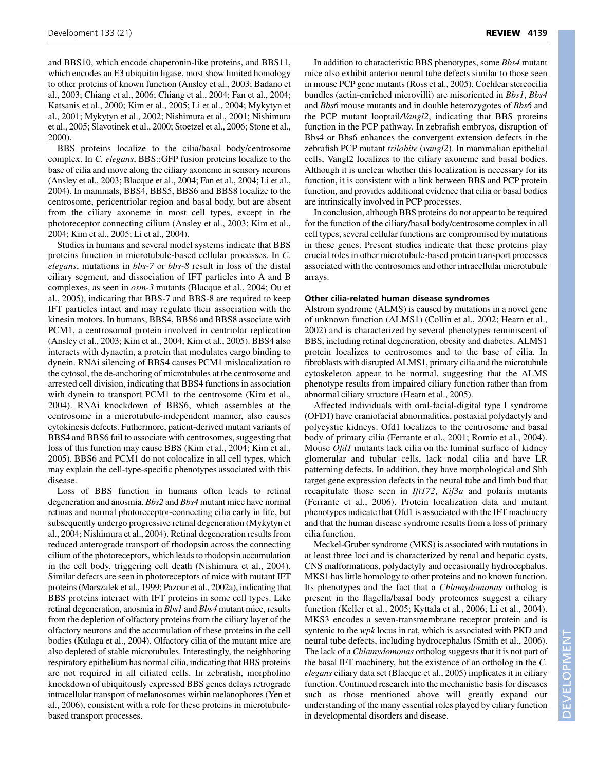and BBS10, which encode chaperonin-like proteins, and BBS11, which encodes an E3 ubiquitin ligase, most show limited homology to other proteins of known function (Ansley et al., 2003; Badano et al., 2003; Chiang et al., 2006; Chiang et al., 2004; Fan et al., 2004; Katsanis et al., 2000; Kim et al., 2005; Li et al., 2004; Mykytyn et al., 2001; Mykytyn et al., 2002; Nishimura et al., 2001; Nishimura et al., 2005; Slavotinek et al., 2000; Stoetzel et al., 2006; Stone et al., 2000).

BBS proteins localize to the cilia/basal body/centrosome complex. In *C. elegans*, BBS::GFP fusion proteins localize to the base of cilia and move along the ciliary axoneme in sensory neurons (Ansley et al., 2003; Blacque et al., 2004; Fan et al., 2004; Li et al., 2004). In mammals, BBS4, BBS5, BBS6 and BBS8 localize to the centrosome, pericentriolar region and basal body, but are absent from the ciliary axoneme in most cell types, except in the photoreceptor connecting cilium (Ansley et al., 2003; Kim et al., 2004; Kim et al., 2005; Li et al., 2004).

Studies in humans and several model systems indicate that BBS proteins function in microtubule-based cellular processes. In *C. elegans*, mutations in *bbs-7* or *bbs-8* result in loss of the distal ciliary segment, and dissociation of IFT particles into A and B complexes, as seen in *osm-3* mutants (Blacque et al., 2004; Ou et al., 2005), indicating that BBS-7 and BBS-8 are required to keep IFT particles intact and may regulate their association with the kinesin motors. In humans, BBS4, BBS6 and BBS8 associate with PCM1, a centrosomal protein involved in centriolar replication (Ansley et al., 2003; Kim et al., 2004; Kim et al., 2005). BBS4 also interacts with dynactin, a protein that modulates cargo binding to dynein. RNAi silencing of BBS4 causes PCM1 mislocalization to the cytosol, the de-anchoring of microtubules at the centrosome and arrested cell division, indicating that BBS4 functions in association with dynein to transport PCM1 to the centrosome (Kim et al., 2004). RNAi knockdown of BBS6, which assembles at the centrosome in a microtubule-independent manner, also causes cytokinesis defects. Futhermore, patient-derived mutant variants of BBS4 and BBS6 fail to associate with centrosomes, suggesting that loss of this function may cause BBS (Kim et al., 2004; Kim et al., 2005). BBS6 and PCM1 do not colocalize in all cell types, which may explain the cell-type-specific phenotypes associated with this disease.

Loss of BBS function in humans often leads to retinal degeneration and anosmia. *Bbs2* and *Bbs4* mutant mice have normal retinas and normal photoreceptor-connecting cilia early in life, but subsequently undergo progressive retinal degeneration (Mykytyn et al., 2004; Nishimura et al., 2004). Retinal degeneration results from reduced anterograde transport of rhodopsin across the connecting cilium of the photoreceptors, which leads to rhodopsin accumulation in the cell body, triggering cell death (Nishimura et al., 2004). Similar defects are seen in photoreceptors of mice with mutant IFT proteins (Marszalek et al., 1999; Pazour et al., 2002a), indicating that BBS proteins interact with IFT proteins in some cell types. Like retinal degeneration, anosmia in *Bbs1* and *Bbs4* mutant mice, results from the depletion of olfactory proteins from the ciliary layer of the olfactory neurons and the accumulation of these proteins in the cell bodies (Kulaga et al., 2004). Olfactory cilia of the mutant mice are also depleted of stable microtubules. Interestingly, the neighboring respiratory epithelium has normal cilia, indicating that BBS proteins are not required in all ciliated cells. In zebrafish, morpholino knockdown of ubiquitously expressed BBS genes delays retrograde intracellular transport of melanosomes within melanophores (Yen et al., 2006), consistent with a role for these proteins in microtubule-based transport processes.

In addition to characteristic BBS phenotypes, some *Bbs4* mutant mice also exhibit anterior neural tube defects similar to those seen in mouse PCP gene mutants (Ross et al., 2005). Cochlear stereocilia bundles (actin-enriched microvilli) are misoriented in *Bbs1*, *Bbs4* and *Bbs6* mouse mutants and in double heterozygotes of *Bbs6* and the PCP mutant looptail/*Vangl2*, indicating that BBS proteins function in the PCP pathway. In zebrafish embryos, disruption of Bbs4 or Bbs6 enhances the convergent extension defects in the zebrafish PCP mutant *trilobite* (*vangl2*). In mammalian epithelial cells, Vangl2 localizes to the ciliary axoneme and basal bodies. Although it is unclear whether this localization is necessary for its function, it is consistent with a link between BBS and PCP protein function, and provides additional evidence that cilia or basal bodies are intrinsically involved in PCP processes.

In conclusion, although BBS proteins do not appear to be required for the function of the ciliary/basal body/centrosome complex in all cell types, several cellular functions are compromised by mutations in these genes. Present studies indicate that these proteins play crucial roles in other microtubule-based protein transport processes associated with the centrosomes and other intracellular microtubule arrays.

### Other cilia-related human disease syndromes

Alstrom syndrome (ALMS) is caused by mutations in a novel gene of unknown function (ALMS1) (Collin et al., 2002; Hearn et al., 2002) and is characterized by several phenotypes reminiscent of BBS, including retinal degeneration, obesity and diabetes. ALMS1 protein localizes to centrosomes and to the base of cilia. In fibroblasts with disrupted ALMS1, primary cilia and the microtubule cytoskeleton appear to be normal, suggesting that the ALMS phenotype results from impaired ciliary function rather than from abnormal ciliary structure (Hearn et al., 2005).

Affected individuals with oral-facial-digital type I syndrome (OFD1) have craniofacial abnormalities, postaxial polydactyly and polycystic kidneys. Ofd1 localizes to the centrosome and basal body of primary cilia (Ferrante et al., 2001; Romio et al., 2004). Mouse *Ofd1* mutants lack cilia on the luminal surface of kidney glomerular and tubular cells, lack nodal cilia and have LR patterning defects. In addition, they have morphological and Shh target gene expression defects in the neural tube and limb bud that recapitulate those seen in *Ift172*, *Kif3a* and polaris mutants (Ferrante et al., 2006). Protein localization data and mutant phenotypes indicate that Ofd1 is associated with the IFT machinery and that the human disease syndrome results from a loss of primary cilia function.

Meckel-Gruber syndrome (MKS) is associated with mutations in at least three loci and is characterized by renal and hepatic cysts, CNS malformations, polydactyly and occasionally hydrocephalus. MKS1 has little homology to other proteins and no known function. Its phenotypes and the fact that a *Chlamydomonas* ortholog is present in the flagella/basal body proteomes suggest a ciliary function (Keller et al., 2005; Kyttala et al., 2006; Li et al., 2004). MKS3 encodes a seven-transmembrane receptor protein and is syntenic to the *wpk* locus in rat, which is associated with PKD and neural tube defects, including hydrocephalus (Smith et al., 2006). The lack of a *Chlamydomonas* ortholog suggests that it is not part of the basal IFT machinery, but the existence of an ortholog in the *C. elegans* ciliary data set (Blacque et al., 2005) implicates it in ciliary function. Continued research into the mechanistic basis for diseases such as those mentioned above will greatly expand our understanding of the many essential roles played by ciliary function in developmental disorders and disease.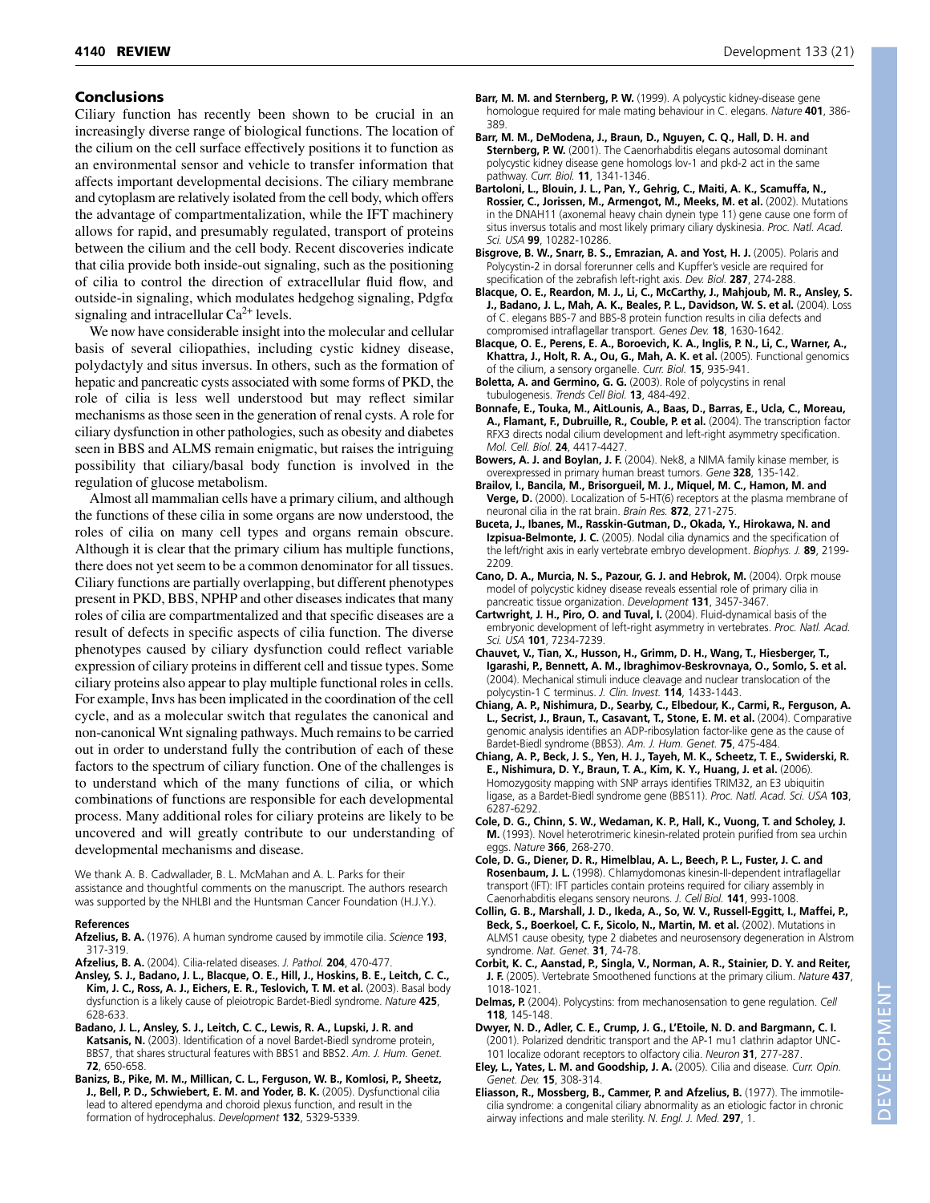## Conclusions

Ciliary function has recently been shown to be crucial in an increasingly diverse range of biological functions. The location of the cilium on the cell surface effectively positions it to function as an environmental sensor and vehicle to transfer information that affects important developmental decisions. The ciliary membrane and cytoplasm are relatively isolated from the cell body, which offers the advantage of compartmentalization, while the IFT machinery allows for rapid, and presumably regulated, transport of proteins between the cilium and the cell body. Recent discoveries indicate that cilia provide both inside-out signaling, such as the positioning of cilia to control the direction of extracellular fluid flow, and outside-in signaling, which modulates hedgehog signaling, Pdgf$\alpha$ signaling and intracellular $Ca^{2+}$ levels.

We now have considerable insight into the molecular and cellular basis of several ciliopathies, including cystic kidney disease, polydactyly and situs inversus. In others, such as the formation of hepatic and pancreatic cysts associated with some forms of PKD, the role of cilia is less well understood but may reflect similar mechanisms as those seen in the generation of renal cysts. A role for ciliary dysfunction in other pathologies, such as obesity and diabetes seen in BBS and ALMS remain enigmatic, but raises the intriguing possibility that ciliary/basal body function is involved in the regulation of glucose metabolism.

Almost all mammalian cells have a primary cilium, and although the functions of these cilia in some organs are now understood, the roles of cilia on many cell types and organs remain obscure. Although it is clear that the primary cilium has multiple functions, there does not yet seem to be a common denominator for all tissues. Ciliary functions are partially overlapping, but different phenotypes present in PKD, BBS, NPHP and other diseases indicates that many roles of cilia are compartmentalized and that specific diseases are a result of defects in specific aspects of cilia function. The diverse phenotypes caused by ciliary dysfunction could reflect variable expression of ciliary proteins in different cell and tissue types. Some ciliary proteins also appear to play multiple functional roles in cells. For example, Invs has been implicated in the coordination of the cell cycle, and as a molecular switch that regulates the canonical and non-canonical Wnt signaling pathways. Much remains to be carried out in order to understand fully the contribution of each of these factors to the spectrum of ciliary function. One of the challenges is to understand which of the many functions of cilia, or which combinations of functions are responsible for each developmental process. Many additional roles for ciliary proteins are likely to be uncovered and will greatly contribute to our understanding of developmental mechanisms and disease.

We thank A. B. Cadwallader, B. L. McMahan and A. L. Parks for their assistance and thoughtful comments on the manuscript. The authors research was supported by the NHLBI and the Huntsman Cancer Foundation (H.J.Y.).

### References

**Afzelius, B. A.** (1976). A human syndrome caused by immotile cilia. *Science* **193**, 317-319.

**Afzelius, B. A.** (2004). Cilia-related diseases. *J. Pathol.* **204**, 470-477.

**Ansley, S. J., Badano, J. L., Blacque, O. E., Hill, J., Hoskins, B. E., Leitch, C. C., Kim, J. C., Ross, A. J., Eichers, E. R., Teslovich, T. M. et al.** (2003). Basal body dysfunction is a likely cause of pleiotropic Bardet-Biedl syndrome. *Nature* **425**, 628-633.

**Badano, J. L., Ansley, S. J., Leitch, C. C., Lewis, R. A., Lupski, J. R. and Katsanis, N.** (2003). Identification of a novel Bardet-Biedl syndrome protein, BBS7, that shares structural features with BBS1 and BBS2. *Am. J. Hum. Genet.* **72**, 650-658.

**Banizs, B., Pike, M. M., Millican, C. L., Ferguson, W. B., Komlosi, P., Sheetz, J., Bell, P. D., Schwiebert, E. M. and Yoder, B. K.** (2005). Dysfunctional cilia lead to altered ependyma and choroid plexus function, and result in the formation of hydrocephalus. *Development* **132**, 5329-5339.

**Barr, M. M. and Sternberg, P. W.** (1999). A polycystic kidney-disease gene homologue required for male mating behaviour in C. elegans. *Nature* **401**, 386-389.

**Barr, M. M., DeModena, J., Braun, D., Nguyen, C. Q., Hall, D. H. and Sternberg, P. W.** (2001). The Caenorhabditis elegans autosomal dominant polycystic kidney disease gene homologs lov-1 and pkd-2 act in the same pathway. *Curr. Biol.* **11**, 1341-1346.

**Bartoloni, L., Blouin, J. L., Pan, Y., Gehrig, C., Maiti, A. K., Scamuffa, N., Rossier, C., Jorissen, M., Armengot, M., Meeks, M. et al.** (2002). Mutations in the DNAH11 (axonemal heavy chain dynein type 11) gene cause one form of situs inversus totalis and most likely primary ciliary dyskinesia. *Proc. Natl. Acad. Sci. USA* **99**, 10282-10286.

**Bisgrove, B. W., Snarr, B. S., Emrazian, A. and Yost, H. J.** (2005). Polaris and Polycystin-2 in dorsal forerunner cells and Kupffer's vesicle are required for specification of the zebrafish left-right axis. *Dev. Biol.* **287**, 274-288.

**Blacque, O. E., Reardon, M. J., Li, C., McCarthy, J., Mahjoub, M. R., Ansley, S. J., Badano, J. L., Mah, A. K., Beales, P. L., Davidson, W. S. et al.** (2004). Loss of C. elegans BBS-7 and BBS-8 protein function results in cilia defects and compromised intraflagellar transport. *Genes Dev.* **18**, 1630-1642.

**Blacque, O. E., Perens, E. A., Boroevich, K. A., Inglis, P. N., Li, C., Warner, A., Khattra, J., Holt, R. A., Ou, G., Mah, A. K. et al.** (2005). Functional genomics of the cilium, a sensory organelle. *Curr. Biol.* **15**, 935-941.

**Boletta, A. and Germino, G. G.** (2003). Role of polycystins in renal tubulogenesis. *Trends Cell Biol.* **13**, 484-492.

**Bonnafe, E., Touka, M., AitLounis, A., Baas, D., Barras, E., Ucla, C., Moreau, A., Flamant, F., Dubruille, R., Couble, P. et al.** (2004). The transcription factor RFX3 directs nodal cilium development and left-right asymmetry specification. *Mol. Cell. Biol.* **24**, 4417-4427.

**Bowers, A. J. and Boylan, J. F.** (2004). Nek8, a NIMA family kinase member, is overexpressed in primary human breast tumors. *Gene* **328**, 135-142.

**Brailov, I., Bancila, M., Brisorgueil, M. J., Miquel, M. C., Hamon, M. and Verge, D.** (2000). Localization of 5-HT(6) receptors at the plasma membrane of neuronal cilia in the rat brain. *Brain Res.* **872**, 271-275.

**Buceta, J., Ibanes, M., Rasskin-Gutman, D., Okada, Y., Hirokawa, N. and Izpisua-Belmonte, J. C.** (2005). Nodal cilia dynamics and the specification of the left/right axis in early vertebrate embryo development. *Biophys. J.* **89**, 2199-2209.

**Cano, D. A., Murcia, N. S., Pazour, G. J. and Hebrok, M.** (2004). Orpk mouse model of polycystic kidney disease reveals essential role of primary cilia in pancreatic tissue organization. *Development* **131**, 3457-3467.

**Cartwright, J. H., Piro, O. and Tuval, I.** (2004). Fluid-dynamical basis of the embryonic development of left-right asymmetry in vertebrates. *Proc. Natl. Acad. Sci. USA* **101**, 7234-7239.

**Chauvet, V., Tian, X., Husson, H., Grimm, D. H., Wang, T., Hiesberger, T., Igarashi, P., Bennett, A. M., Ibraghimov-Beskrovnaya, O., Somlo, S. et al.** (2004). Mechanical stimuli induce cleavage and nuclear translocation of the polycystin-1 C terminus. *J. Clin. Invest.* **114**, 1433-1443.

**Chiang, A. P., Nishimura, D., Searby, C., Elbedour, K., Carmi, R., Ferguson, A. L., Secrist, J., Braun, T., Casavant, T., Stone, E. M. et al.** (2004). Comparative genomic analysis identifies an ADP-ribosylation factor-like gene as the cause of Bardet-Biedl syndrome (BBS3). *Am. J. Hum. Genet.* **75**, 475-484.

**Chiang, A. P., Beck, J. S., Yen, H. J., Tayeh, M. K., Scheetz, T. E., Swiderski, R. E., Nishimura, D. Y., Braun, T. A., Kim, K. Y., Huang, J. et al.** (2006). Homozygosity mapping with SNP arrays identifies TRIM32, an E3 ubiquitin ligase, as a Bardet-Biedl syndrome gene (BBS11). *Proc. Natl. Acad. Sci. USA* **103**, 6287-6292.

**Cole, D. G., Chinn, S. W., Wedaman, K. P., Hall, K., Vuong, T. and Scholey, J. M.** (1993). Novel heterotrimeric kinesin-related protein purified from sea urchin eggs. *Nature* **366**, 268-270.

**Cole, D. G., Diener, D. R., Himelblau, A. L., Beech, P. L., Fuster, J. C. and Rosenbaum, J. L.** (1998). Chlamydomonas kinesin-II-dependent intraflagellar transport (IFT): IFT particles contain proteins required for ciliary assembly in Caenorhabditis elegans sensory neurons. *J. Cell Biol.* **141**, 993-1008.

**Collin, G. B., Marshall, J. D., Ikeda, A., So, W. V., Russell-Eggitt, I., Maffei, P., Beck, S., Boerkoel, C. F., Sicolo, N., Martin, M. et al.** (2002). Mutations in ALMS1 cause obesity, type 2 diabetes and neurosensory degeneration in Alstrom syndrome. *Nat. Genet.* **31**, 74-78.

**Corbit, K. C., Aanstad, P., Singla, V., Norman, A. R., Stainier, D. Y. and Reiter, J. F.** (2005). Vertebrate Smoothened functions at the primary cilium. *Nature* **437**, 1018-1021.

**Delmas, P.** (2004). Polycystins: from mechanosensation to gene regulation. *Cell* **118**, 145-148.

**Dwyer, N. D., Adler, C. E., Crump, J. G., L'Etoile, N. D. and Bargmann, C. I.** (2001). Polarized dendritic transport and the AP-1 mu1 clathrin adaptor UNC-101 localize odorant receptors to olfactory cilia. *Neuron* **31**, 277-287.

**Eley, L., Yates, L. M. and Goodship, J. A.** (2005). Cilia and disease. *Curr. Opin. Genet. Dev.* **15**, 308-314.

**Eliasson, R., Mossberg, B., Cammer, P. and Afzelius, B.** (1977). The immotile-cilia syndrome: a congenital ciliary abnormality as an etiologic factor in chronic airway infections and male sterility. *N. Engl. J. Med.* **297**, 1.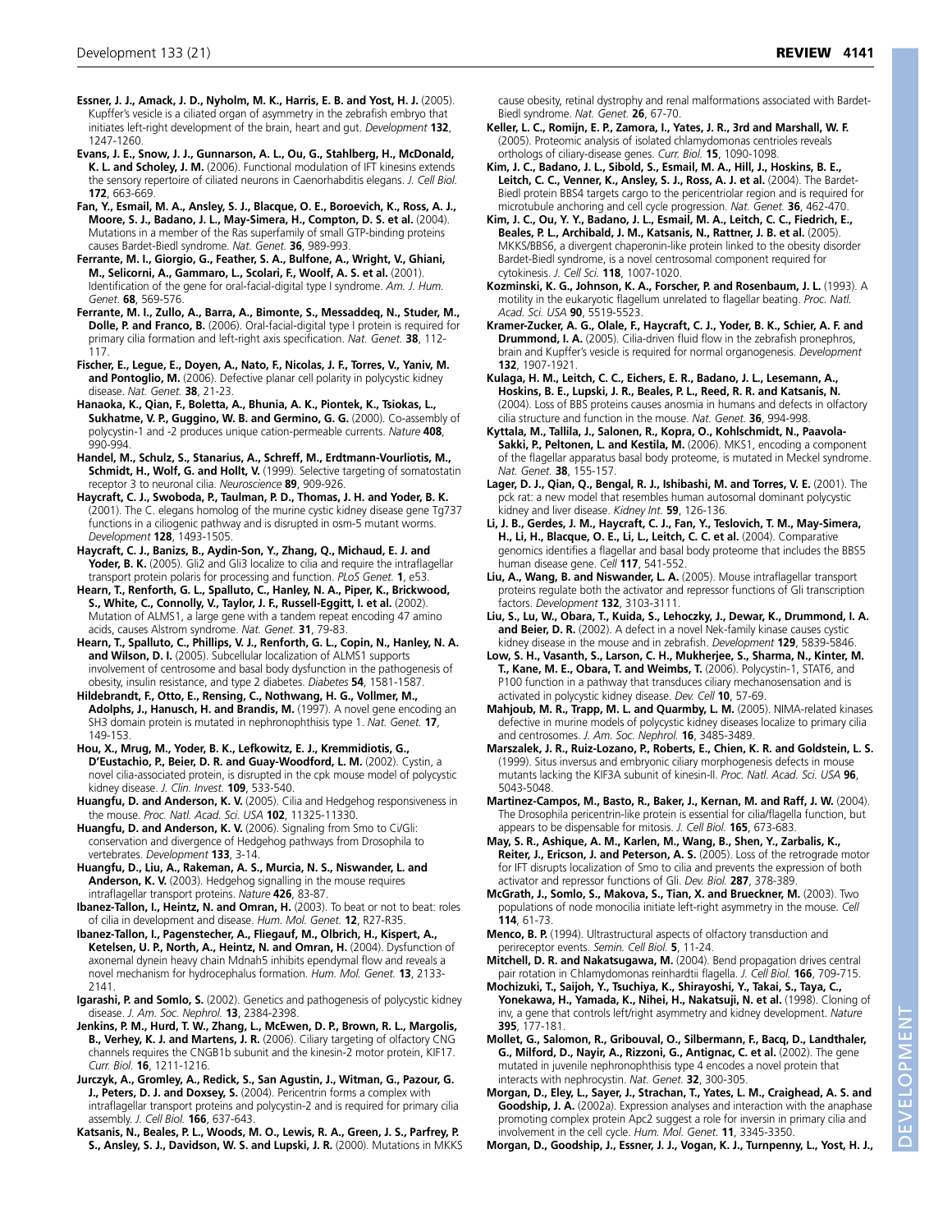**Essner, J. J., Amack, J. D., Nyholm, M. K., Harris, E. B. and Yost, H. J.** (2005). Kupffer's vesicle is a ciliated organ of asymmetry in the zebrafish embryo that initiates left-right development of the brain, heart and gut. *Development* **132**, 1247-1260.

**Evans, J. E., Snow, J. J., Gunnarson, A. L., Ou, G., Stahlberg, H., McDonald, K. L. and Scholey, J. M.** (2006). Functional modulation of IFT kinesins extends the sensory repertoire of ciliated neurons in Caenorhabditis elegans. *J. Cell Biol.* **172**, 663-669.

**Fan, Y., Esmail, M. A., Ansley, S. J., Blacque, O. E., Boroevich, K., Ross, A. J., Moore, S. J., Badano, J. L., May-Simera, H., Compton, D. S. et al.** (2004). Mutations in a member of the Ras superfamily of small GTP-binding proteins causes Bardet-Biedl syndrome. *Nat. Genet.* **36**, 989-993.

**Ferrante, M. I., Giorgio, G., Feather, S. A., Bulfone, A., Wright, V., Ghiani, M., Selicorni, A., Gammaro, L., Scolari, F., Woolf, A. S. et al.** (2001). Identification of the gene for oral-facial-digital type I syndrome. *Am. J. Hum. Genet.* **68**, 569-576.

**Ferrante, M. I., Zullo, A., Barra, A., Bimonte, S., Messaddeq, N., Studer, M., Dolle, P. and Franco, B.** (2006). Oral-facial-digital type I protein is required for primary cilia formation and left-right axis specification. *Nat. Genet.* **38**, 112-117.

**Fischer, E., Legue, E., Doyen, A., Nato, F., Nicolas, J. F., Torres, V., Yaniv, M. and Pontoglio, M.** (2006). Defective planar cell polarity in polycystic kidney disease. *Nat. Genet.* **38**, 21-23.

**Hanaoka, K., Qian, F., Boletta, A., Bhunia, A. K., Piontek, K., Tsiokas, L., Sukhatme, V. P., Guggino, W. B. and Germino, G. G.** (2000). Co-assembly of polycystin-1 and -2 produces unique cation-permeable currents. *Nature* **408**, 990-994.

**Handel, M., Schulz, S., Stanarius, A., Schreff, M., Erdtmann-Vourliotis, M., Schmidt, H., Wolf, G. and Hollt, V.** (1999). Selective targeting of somatostatin receptor 3 to neuronal cilia. *Neuroscience* **89**, 909-926.

**Haycraft, C. J., Swoboda, P., Taulman, P. D., Thomas, J. H. and Yoder, B. K.** (2001). The C. elegans homolog of the murine cystic kidney disease gene Tg737 functions in a ciliogenic pathway and is disrupted in osm-5 mutant worms. *Development* **128**, 1493-1505.

**Haycraft, C. J., Banizs, B., Aydin-Son, Y., Zhang, Q., Michaud, E. J. and Yoder, B. K.** (2005). Gli2 and Gli3 localize to cilia and require the intraflagellar transport protein polaris for processing and function. *PLoS Genet.* **1**, e53.

**Hearn, T., Renforth, G. L., Spalluto, C., Hanley, N. A., Piper, K., Brickwood, S., White, C., Connolly, V., Taylor, J. F., Russell-Eggitt, I. et al.** (2002). Mutation of ALMS1, a large gene with a tandem repeat encoding 47 amino acids, causes Alstrom syndrome. *Nat. Genet.* **31**, 79-83.

**Hearn, T., Spalluto, C., Phillips, V. J., Renforth, G. L., Copin, N., Hanley, N. A. and Wilson, D. I.** (2005). Subcellular localization of ALMS1 supports involvement of centrosome and basal body dysfunction in the pathogenesis of obesity, insulin resistance, and type 2 diabetes. *Diabetes* **54**, 1581-1587.

**Hildebrandt, F., Otto, E., Rensing, C., Nothwang, H. G., Vollmer, M., Adolphs, J., Hanusch, H. and Brandis, M.** (1997). A novel gene encoding an SH3 domain protein is mutated in nephronophthisis type 1. *Nat. Genet.* **17**, 149-153.

**Hou, X., Mrug, M., Yoder, B. K., Lefkowitz, E. J., Kremmidiotis, G., D'Eustachio, P., Beier, D. R. and Guay-Woodford, L. M.** (2002). Cystin, a novel cilia-associated protein, is disrupted in the cpk mouse model of polycystic kidney disease. *J. Clin. Invest.* **109**, 533-540.

**Huangfu, D. and Anderson, K. V.** (2005). Cilia and Hedgehog responsiveness in the mouse. *Proc. Natl. Acad. Sci. USA* **102**, 11325-11330.

**Huangfu, D. and Anderson, K. V.** (2006). Signaling from Smo to Ci/Gli: conservation and divergence of Hedgehog pathways from Drosophila to vertebrates. *Development* **133**, 3-14.

**Huangfu, D., Liu, A., Rakeman, A. S., Murcia, N. S., Niswander, L. and Anderson, K. V.** (2003). Hedgehog signalling in the mouse requires intraflagellar transport proteins. *Nature* **426**, 83-87.

**Ibanez-Tallon, I., Heintz, N. and Omran, H.** (2003). To beat or not to beat: roles of cilia in development and disease. *Hum. Mol. Genet.* **12**, R27-R35.

**Ibanez-Tallon, I., Pagenstecher, A., Fliegauf, M., Olbrich, H., Kispert, A., Ketelsen, U. P., North, A., Heintz, N. and Omran, H.** (2004). Dysfunction of axonemal dynein heavy chain Mdnah5 inhibits ependymal flow and reveals a novel mechanism for hydrocephalus formation. *Hum. Mol. Genet.* **13**, 2133-2141.

**Igarashi, P. and Somlo, S.** (2002). Genetics and pathogenesis of polycystic kidney disease. *J. Am. Soc. Nephrol.* **13**, 2384-2398.

**Jenkins, P. M., Hurd, T. W., Zhang, L., McEwen, D. P., Brown, R. L., Margolis, B., Verhey, K. J. and Martens, J. R.** (2006). Ciliary targeting of olfactory CNG channels requires the CNGB1b subunit and the kinesin-2 motor protein, KIF17. *Curr. Biol.* **16**, 1211-1216.

**Jurczyk, A., Gromley, A., Redick, S., San Agustin, J., Witman, G., Pazour, G. J., Peters, D. J. and Doxsey, S.** (2004). Pericentrin forms a complex with intraflagellar transport proteins and polycystin-2 and is required for primary cilia assembly. *J. Cell Biol.* **166**, 637-643.

**Katsanis, N., Beales, P. L., Woods, M. O., Lewis, R. A., Green, J. S., Parfrey, P. S., Ansley, S. J., Davidson, W. S. and Lupski, J. R.** (2000). Mutations in MKKS cause obesity, retinal dystrophy and renal malformations associated with Bardet-Biedl syndrome. *Nat. Genet.* **26**, 67-70.

**Keller, L. C., Romijn, E. P., Zamora, I., Yates, J. R., 3rd and Marshall, W. F.** (2005). Proteomic analysis of isolated chlamydomonas centrioles reveals orthologs of ciliary-disease genes. *Curr. Biol.* **15**, 1090-1098.

**Kim, J. C., Badano, J. L., Sibold, S., Esmail, M. A., Hill, J., Hoskins, B. E., Leitch, C. C., Venner, K., Ansley, S. J., Ross, A. J. et al.** (2004). The Bardet-Biedl protein BBS4 targets cargo to the pericentriolar region and is required for microtubule anchoring and cell cycle progression. *Nat. Genet.* **36**, 462-470.

**Kim, J. C., Ou, Y. Y., Badano, J. L., Esmail, M. A., Leitch, C. C., Fiedrich, E., Beales, P. L., Archibald, J. M., Katsanis, N., Rattner, J. B. et al.** (2005). MKKS/BBS6, a divergent chaperonin-like protein linked to the obesity disorder Bardet-Biedl syndrome, is a novel centrosomal component required for cytokinesis. *J. Cell Sci.* **118**, 1007-1020.

**Kozminski, K. G., Johnson, K. A., Forscher, P. and Rosenbaum, J. L.** (1993). A motility in the eukaryotic flagellum unrelated to flagellar beating. *Proc. Natl. Acad. Sci. USA* **90**, 5519-5523.

**Kramer-Zucker, A. G., Olale, F., Haycraft, C. J., Yoder, B. K., Schier, A. F. and Drummond, I. A.** (2005). Cilia-driven fluid flow in the zebrafish pronephros, brain and Kupffer's vesicle is required for normal organogenesis. *Development* **132**, 1907-1921.

**Kulaga, H. M., Leitch, C. C., Eichers, E. R., Badano, J. L., Lesemann, A., Hoskins, B. E., Lupski, J. R., Beales, P. L., Reed, R. R. and Katsanis, N.** (2004). Loss of BBS proteins causes anosmia in humans and defects in olfactory cilia structure and function in the mouse. *Nat. Genet.* **36**, 994-998.

**Kyttala, M., Tallila, J., Salonen, R., Kopra, O., Kohlschmidt, N., Paavola-Sakki, P., Peltonen, L. and Kestila, M.** (2006). MKS1, encoding a component of the flagellar apparatus basal body proteome, is mutated in Meckel syndrome. *Nat. Genet.* **38**, 155-157.

**Lager, D. J., Qian, Q., Bengal, R. J., Ishibashi, M. and Torres, V. E.** (2001). The pck rat: a new model that resembles human autosomal dominant polycystic kidney and liver disease. *Kidney Int.* **59**, 126-136.

**Li, J. B., Gerdes, J. M., Haycraft, C. J., Fan, Y., Teslovich, T. M., May-Simera, H., Li, H., Blacque, O. E., Li, L., Leitch, C. C. et al.** (2004). Comparative genomics identifies a flagellar and basal body proteome that includes the BBS5 human disease gene. *Cell* **117**, 541-552.

**Liu, A., Wang, B. and Niswander, L. A.** (2005). Mouse intraflagellar transport proteins regulate both the activator and repressor functions of Gli transcription factors. *Development* **132**, 3103-3111.

**Liu, S., Lu, W., Obara, T., Kuida, S., Lehoczky, J., Dewar, K., Drummond, I. A. and Beier, D. R.** (2002). A defect in a novel Nek-family kinase causes cystic kidney disease in the mouse and in zebrafish. *Development* **129**, 5839-5846.

**Low, S. H., Vasanth, S., Larson, C. H., Mukherjee, S., Sharma, N., Kinter, M. T., Kane, M. E., Obara, T. and Weimbs, T.** (2006). Polycystin-1, STAT6, and P100 function in a pathway that transduces ciliary mechanosensation and is activated in polycystic kidney disease. *Dev. Cell* **10**, 57-69.

**Mahjoub, M. R., Trapp, M. L. and Quarmby, L. M.** (2005). NIMA-related kinases defective in murine models of polycystic kidney diseases localize to primary cilia and centrosomes. *J. Am. Soc. Nephrol.* **16**, 3485-3489.

**Marszalek, J. R., Ruiz-Lozano, P., Roberts, E., Chien, K. R. and Goldstein, L. S.** (1999). Situs inversus and embryonic ciliary morphogenesis defects in mouse mutants lacking the KIF3A subunit of kinesin-II. *Proc. Natl. Acad. Sci. USA* **96**, 5043-5048.

**Martinez-Campos, M., Basto, R., Baker, J., Kernan, M. and Raff, J. W.** (2004). The Drosophila pericentrin-like protein is essential for cilia/flagella function, but appears to be dispensable for mitosis. *J. Cell Biol.* **165**, 673-683.

**May, S. R., Ashique, A. M., Karlen, M., Wang, B., Shen, Y., Zarbalis, K., Reiter, J., Ericson, J. and Peterson, A. S.** (2005). Loss of the retrograde motor for IFT disrupts localization of Smo to cilia and prevents the expression of both activator and repressor functions of Gli. *Dev. Biol.* **287**, 378-389.

**McGrath, J., Somlo, S., Makova, S., Tian, X. and Brueckner, M.** (2003). Two populations of node monocilia initiate left-right asymmetry in the mouse. *Cell* **114**, 61-73.

**Menco, B. P.** (1994). Ultrastructural aspects of olfactory transduction and perireceptor events. *Semin. Cell Biol.* **5**, 11-24.

**Mitchell, D. R. and Nakatsugawa, M.** (2004). Bend propagation drives central pair rotation in Chlamydomonas reinhardtii flagella. *J. Cell Biol.* **166**, 709-715.

**Mochizuki, T., Saijoh, Y., Tsuchiya, K., Shirayoshi, Y., Takai, S., Taya, C., Yonekawa, H., Yamada, K., Nihei, H., Nakatsuji, N. et al.** (1998). Cloning of inv, a gene that controls left/right asymmetry and kidney development. *Nature* **395**, 177-181.

**Mollet, G., Salomon, R., Gribouval, O., Silbermann, F., Bacq, D., Landthaler, G., Milford, D., Nayir, A., Rizzoni, G., Antignac, C. et al.** (2002). The gene mutated in juvenile nephronophthisis type 4 encodes a novel protein that interacts with nephrocystin. *Nat. Genet.* **32**, 300-305.

**Morgan, D., Eley, L., Sayer, J., Strachan, T., Yates, L. M., Craighead, A. S. and Goodship, J. A.** (2002a). Expression analyses and interaction with the anaphase promoting complex protein Apc2 suggest a role for inversin in primary cilia and involvement in the cell cycle. *Hum. Mol. Genet.* **11**, 3345-3350.

**Morgan, D., Goodship, J., Essner, J. J., Vogan, K. J., Turnpenny, L., Yost, H. J.,**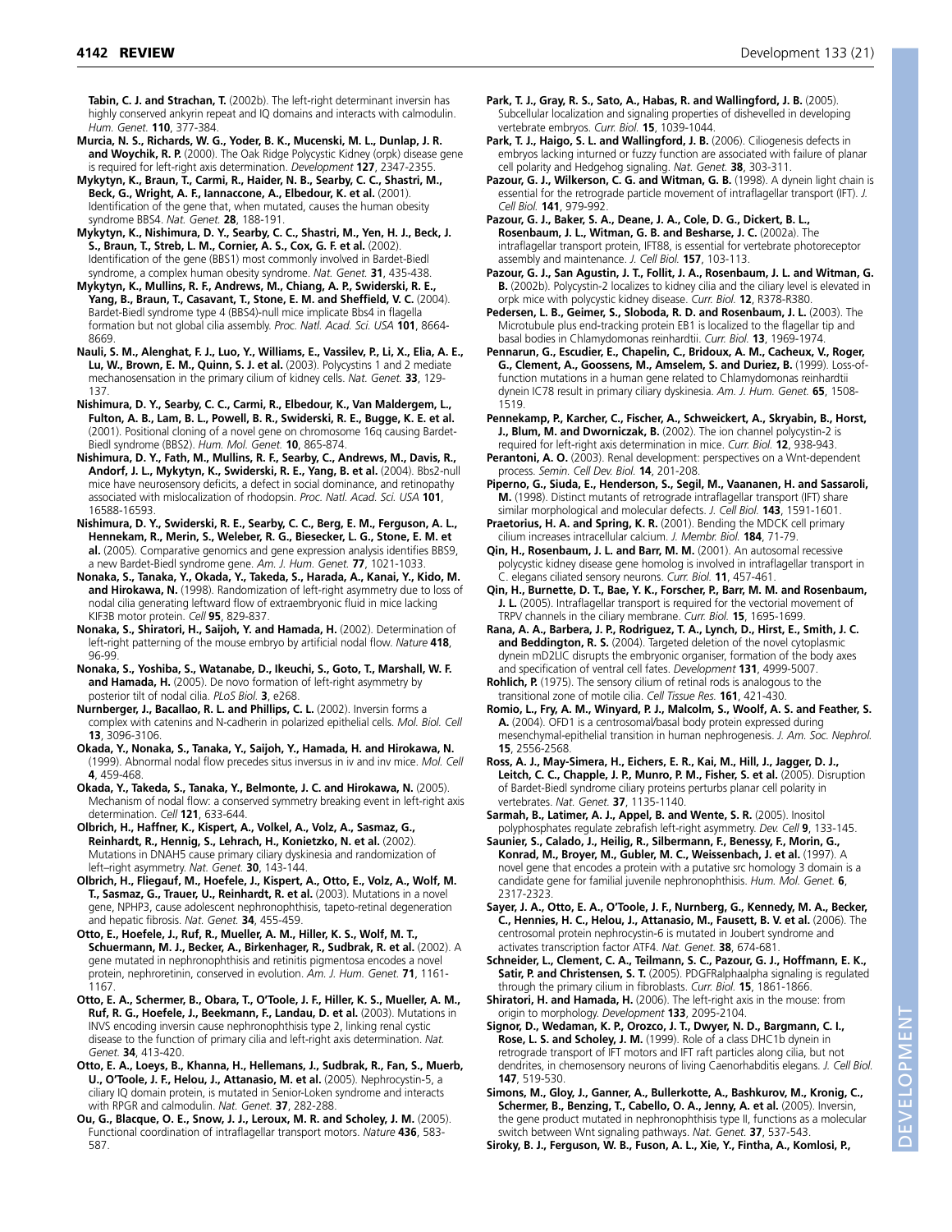**Tabin, C. J. and Strachan, T.** (2002b). The left-right determinant inversin has highly conserved ankyrin repeat and IQ domains and interacts with calmodulin. *Hum. Genet.* **110**, 377-384.

**Murcia, N. S., Richards, W. G., Yoder, B. K., Mucenski, M. L., Dunlap, J. R. and Woychik, R. P.** (2000). The Oak Ridge Polycystic Kidney (orpk) disease gene is required for left-right axis determination. *Development* **127**, 2347-2355.

**Mykytyn, K., Braun, T., Carmi, R., Haider, N. B., Searby, C. C., Shastri, M., Beck, G., Wright, A. F., Iannaccone, A., Elbedour, K. et al.** (2001). Identification of the gene that, when mutated, causes the human obesity syndrome BBS4. *Nat. Genet.* **28**, 188-191.

**Mykytyn, K., Nishimura, D. Y., Searby, C. C., Shastri, M., Yen, H. J., Beck, J. S., Braun, T., Streb, L. M., Cornier, A. S., Cox, G. F. et al.** (2002). Identification of the gene (BBS1) most commonly involved in Bardet-Biedl syndrome, a complex human obesity syndrome. *Nat. Genet.* **31**, 435-438.

**Mykytyn, K., Mullins, R. F., Andrews, M., Chiang, A. P., Swiderski, R. E., Yang, B., Braun, T., Casavant, T., Stone, E. M. and Sheffield, V. C.** (2004). Bardet-Biedl syndrome type 4 (BBS4)-null mice implicate Bbs4 in flagella formation but not global cilia assembly. *Proc. Natl. Acad. Sci. USA* **101**, 8664-8669.

**Nauli, S. M., Alenghat, F. J., Luo, Y., Williams, E., Vassilev, P., Li, X., Elia, A. E., Lu, W., Brown, E. M., Quinn, S. J. et al.** (2003). Polycystins 1 and 2 mediate mechanosensation in the primary cilium of kidney cells. *Nat. Genet.* **33**, 129-137.

**Nishimura, D. Y., Searby, C. C., Carmi, R., Elbedour, K., Van Maldergem, L., Fulton, A. B., Lam, B. L., Powell, B. R., Swiderski, R. E., Bugge, K. E. et al.** (2001). Positional cloning of a novel gene on chromosome 16q causing Bardet-Biedl syndrome (BBS2). *Hum. Mol. Genet.* **10**, 865-874.

**Nishimura, D. Y., Fath, M., Mullins, R. F., Searby, C., Andrews, M., Davis, R., Andorf, J. L., Mykytyn, K., Swiderski, R. E., Yang, B. et al.** (2004). Bbs2-null mice have neurosensory deficits, a defect in social dominance, and retinopathy associated with mislocalization of rhodopsin. *Proc. Natl. Acad. Sci. USA* **101**, 16588-16593.

**Nishimura, D. Y., Swiderski, R. E., Searby, C. C., Berg, E. M., Ferguson, A. L., Hennekam, R., Merin, S., Weleber, R. G., Biesecker, L. G., Stone, E. M. et al.** (2005). Comparative genomics and gene expression analysis identifies BBS9, a new Bardet-Biedl syndrome gene. *Am. J. Hum. Genet.* **77**, 1021-1033.

**Nonaka, S., Tanaka, Y., Okada, Y., Takeda, S., Harada, A., Kanai, Y., Kido, M. and Hirokawa, N.** (1998). Randomization of left-right asymmetry due to loss of nodal cilia generating leftward flow of extraembryonic fluid in mice lacking KIF3B motor protein. *Cell* **95**, 829-837.

**Nonaka, S., Shiratori, H., Saijoh, Y. and Hamada, H.** (2002). Determination of left-right patterning of the mouse embryo by artificial nodal flow. *Nature* **418**, 96-99.

**Nonaka, S., Yoshiba, S., Watanabe, D., Ikeuchi, S., Goto, T., Marshall, W. F. and Hamada, H.** (2005). De novo formation of left-right asymmetry by posterior tilt of nodal cilia. *PLoS Biol.* **3**, e268.

**Nurnberger, J., Bacallao, R. L. and Phillips, C. L.** (2002). Inversin forms a complex with catenins and N-cadherin in polarized epithelial cells. *Mol. Biol. Cell* **13**, 3096-3106.

**Okada, Y., Nonaka, S., Tanaka, Y., Saijoh, Y., Hamada, H. and Hirokawa, N.** (1999). Abnormal nodal flow precedes situs inversus in iv and inv mice. *Mol. Cell* **4**, 459-468.

**Okada, Y., Takeda, S., Tanaka, Y., Belmonte, J. C. and Hirokawa, N.** (2005). Mechanism of nodal flow: a conserved symmetry breaking event in left-right axis determination. *Cell* **121**, 633-644.

**Olbrich, H., Haffner, K., Kispert, A., Volkel, A., Volz, A., Sasmaz, G., Reinhardt, R., Hennig, S., Lehrach, H., Konietzko, N. et al.** (2002). Mutations in DNAH5 cause primary ciliary dyskinesia and randomization of left–right asymmetry. *Nat. Genet.* **30**, 143-144.

**Olbrich, H., Fliegauf, M., Hoefele, J., Kispert, A., Otto, E., Volz, A., Wolf, M. T., Sasmaz, G., Trauer, U., Reinhardt, R. et al.** (2003). Mutations in a novel gene, NPHP3, cause adolescent nephronophthisis, tapeto-retinal degeneration and hepatic fibrosis. *Nat. Genet.* **34**, 455-459.

**Otto, E., Hoefele, J., Ruf, R., Mueller, A. M., Hiller, K. S., Wolf, M. T., Schuermann, M. J., Becker, A., Birkenhager, R., Sudbrak, R. et al.** (2002). A gene mutated in nephronophthisis and retinitis pigmentosa encodes a novel protein, nephroretinin, conserved in evolution. *Am. J. Hum. Genet.* **71**, 1161-1167.

**Otto, E. A., Schermer, B., Obara, T., O'Toole, J. F., Hiller, K. S., Mueller, A. M., Ruf, R. G., Hoefele, J., Beekmann, F., Landau, D. et al.** (2003). Mutations in INVS encoding inversin cause nephronophthisis type 2, linking renal cystic disease to the function of primary cilia and left-right axis determination. *Nat. Genet.* **34**, 413-420.

**Otto, E. A., Loeys, B., Khanna, H., Hellemans, J., Sudbrak, R., Fan, S., Muerb, U., O'Toole, J. F., Helou, J., Attanasio, M. et al.** (2005). Nephrocystin-5, a ciliary IQ domain protein, is mutated in Senior-Loken syndrome and interacts with RPGR and calmodulin. *Nat. Genet.* **37**, 282-288.

**Ou, G., Blacque, O. E., Snow, J. J., Leroux, M. R. and Scholey, J. M.** (2005). Functional coordination of intraflagellar transport motors. *Nature* **436**, 583-587.

**Park, T. J., Gray, R. S., Sato, A., Habas, R. and Wallingford, J. B.** (2005). Subcellular localization and signaling properties of dishevelled in developing vertebrate embryos. *Curr. Biol.* **15**, 1039-1044.

**Park, T. J., Haigo, S. L. and Wallingford, J. B.** (2006). Ciliogenesis defects in embryos lacking inturned or fuzzy function are associated with failure of planar cell polarity and Hedgehog signaling. *Nat. Genet.* **38**, 303-311.

**Pazour, G. J., Wilkerson, C. G. and Witman, G. B.** (1998). A dynein light chain is essential for the retrograde particle movement of intraflagellar transport (IFT). *J. Cell Biol.* **141**, 979-992.

**Pazour, G. J., Baker, S. A., Deane, J. A., Cole, D. G., Dickert, B. L., Rosenbaum, J. L., Witman, G. B. and Besharse, J. C.** (2002a). The intraflagellar transport protein, IFT88, is essential for vertebrate photoreceptor assembly and maintenance. *J. Cell Biol.* **157**, 103-113.

**Pazour, G. J., San Agustin, J. T., Follit, J. A., Rosenbaum, J. L. and Witman, G. B.** (2002b). Polycystin-2 localizes to kidney cilia and the ciliary level is elevated in orpk mice with polycystic kidney disease. *Curr. Biol.* **12**, R378-R380.

**Pedersen, L. B., Geimer, S., Sloboda, R. D. and Rosenbaum, J. L.** (2003). The Microtubule plus end-tracking protein EB1 is localized to the flagellar tip and basal bodies in Chlamydomonas reinhardtii. *Curr. Biol.* **13**, 1969-1974.

**Pennarun, G., Escudier, E., Chapelin, C., Bridoux, A. M., Cacheux, V., Roger, G., Clement, A., Goossens, M., Amselem, S. and Duriez, B.** (1999). Loss-of-function mutations in a human gene related to Chlamydomonas reinhardtii dynein IC78 result in primary ciliary dyskinesia. *Am. J. Hum. Genet.* **65**, 1508-1519.

**Pennekamp, P., Karcher, C., Fischer, A., Schweickert, A., Skryabin, B., Horst, J., Blum, M. and Dworniczak, B.** (2002). The ion channel polycystin-2 is required for left-right axis determination in mice. *Curr. Biol.* **12**, 938-943.

**Perantoni, A. O.** (2003). Renal development: perspectives on a Wnt-dependent process. *Semin. Cell Dev. Biol.* **14**, 201-208.

**Piperno, G., Siuda, E., Henderson, S., Segil, M., Vaananen, H. and Sassaroli, M.** (1998). Distinct mutants of retrograde intraflagellar transport (IFT) share similar morphological and molecular defects. *J. Cell Biol.* **143**, 1591-1601.

**Praetorius, H. A. and Spring, K. R.** (2001). Bending the MDCK cell primary cilium increases intracellular calcium. *J. Membr. Biol.* **184**, 71-79.

**Qin, H., Rosenbaum, J. L. and Barr, M. M.** (2001). An autosomal recessive polycystic kidney disease gene homolog is involved in intraflagellar transport in C. elegans ciliated sensory neurons. *Curr. Biol.* **11**, 457-461.

**Qin, H., Burnette, D. T., Bae, Y. K., Forscher, P., Barr, M. M. and Rosenbaum, J. L.** (2005). Intraflagellar transport is required for the vectorial movement of TRPV channels in the ciliary membrane. *Curr. Biol.* **15**, 1695-1699.

**Rana, A. A., Barbera, J. P., Rodriguez, T. A., Lynch, D., Hirst, E., Smith, J. C. and Beddington, R. S.** (2004). Targeted deletion of the novel cytoplasmic dynein mD2LIC disrupts the embryonic organiser, formation of the body axes and specification of ventral cell fates. *Development* **131**, 4999-5007.

**Rohlich, P.** (1975). The sensory cilium of retinal rods is analogous to the transitional zone of motile cilia. *Cell Tissue Res.* **161**, 421-430.

**Romio, L., Fry, A. M., Winyard, P. J., Malcolm, S., Woolf, A. S. and Feather, S. A.** (2004). OFD1 is a centrosomal/basal body protein expressed during mesenchymal-epithelial transition in human nephrogenesis. *J. Am. Soc. Nephrol.* **15**, 2556-2568.

**Ross, A. J., May-Simera, H., Eichers, E. R., Kai, M., Hill, J., Jagger, D. J., Leitch, C. C., Chapple, J. P., Munro, P. M., Fisher, S. et al.** (2005). Disruption of Bardet-Biedl syndrome ciliary proteins perturbs planar cell polarity in vertebrates. *Nat. Genet.* **37**, 1135-1140.

**Sarmah, B., Latimer, A. J., Appel, B. and Wente, S. R.** (2005). Inositol polyphosphates regulate zebrafish left-right asymmetry. *Dev. Cell* **9**, 133-145.

**Saunier, S., Calado, J., Heilig, R., Silbermann, F., Benessy, F., Morin, G., Konrad, M., Broyer, M., Gubler, M. C., Weissenbach, J. et al.** (1997). A novel gene that encodes a protein with a putative src homology 3 domain is a candidate gene for familial juvenile nephronophthisis. *Hum. Mol. Genet.* **6**, 2317-2323.

**Sayer, J. A., Otto, E. A., O'Toole, J. F., Nurnberg, G., Kennedy, M. A., Becker, C., Hennies, H. C., Helou, J., Attanasio, M., Fausett, B. V. et al.** (2006). The centrosomal protein nephrocystin-6 is mutated in Joubert syndrome and activates transcription factor ATF4. *Nat. Genet.* **38**, 674-681.

**Schneider, L., Clement, C. A., Teilmann, S. C., Pazour, G. J., Hoffmann, E. K., Satir, P. and Christensen, S. T.** (2005). PDGFRalphaalpha signaling is regulated through the primary cilium in fibroblasts. *Curr. Biol.* **15**, 1861-1866.

**Shiratori, H. and Hamada, H.** (2006). The left-right axis in the mouse: from origin to morphology. *Development* **133**, 2095-2104.

**Signor, D., Wedaman, K. P., Orozco, J. T., Dwyer, N. D., Bargmann, C. I., Rose, L. S. and Scholey, J. M.** (1999). Role of a class DHC1b dynein in retrograde transport of IFT motors and IFT raft particles along cilia, but not dendrites, in chemosensory neurons of living Caenorhabditis elegans. *J. Cell Biol.* **147**, 519-530.

**Simons, M., Gloy, J., Ganner, A., Bullerkotte, A., Bashkurov, M., Kronig, C., Schermer, B., Benzing, T., Cabello, O. A., Jenny, A. et al.** (2005). Inversin, the gene product mutated in nephronophthisis type II, functions as a molecular switch between Wnt signaling pathways. *Nat. Genet.* **37**, 537-543.

**Siroky, B. J., Ferguson, W. B., Fuson, A. L., Xie, Y., Fintha, A., Komlosi, P.,**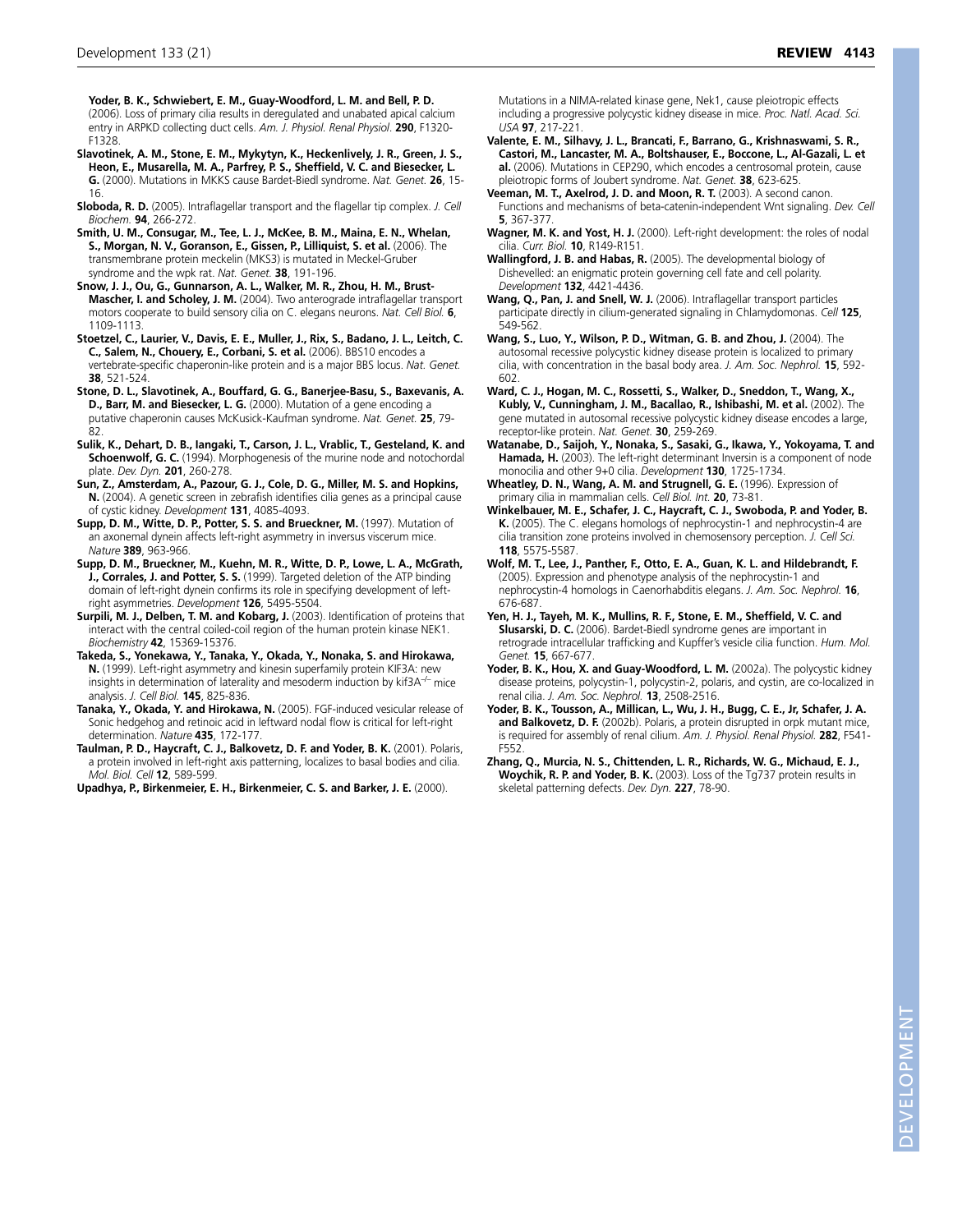**Yoder, B. K., Schwiebert, E. M., Guay-Woodford, L. M. and Bell, P. D.** (2006). Loss of primary cilia results in deregulated and unabated apical calcium entry in ARPKD collecting duct cells. *Am. J. Physiol. Renal Physiol*. **290**, F1320-F1328.

**Slavotinek, A. M., Stone, E. M., Mykytyn, K., Heckenlively, J. R., Green, J. S., Heon, E., Musarella, M. A., Parfrey, P. S., Sheffield, V. C. and Biesecker, L. G.** (2000). Mutations in MKKS cause Bardet-Biedl syndrome. *Nat. Genet.* **26**, 15-16.

**Sloboda, R. D.** (2005). Intraflagellar transport and the flagellar tip complex. *J. Cell Biochem.* **94**, 266-272.

**Smith, U. M., Consugar, M., Tee, L. J., McKee, B. M., Maina, E. N., Whelan, S., Morgan, N. V., Goranson, E., Gissen, P., Lilliquist, S. et al.** (2006). The transmembrane protein meckelin (MKS3) is mutated in Meckel-Gruber syndrome and the wpk rat. *Nat. Genet.* **38**, 191-196.

**Snow, J. J., Ou, G., Gunnarson, A. L., Walker, M. R., Zhou, H. M., Brust-Mascher, I. and Scholey, J. M.** (2004). Two anterograde intraflagellar transport motors cooperate to build sensory cilia on C. elegans neurons. *Nat. Cell Biol.* **6**, 1109-1113.

**Stoetzel, C., Laurier, V., Davis, E. E., Muller, J., Rix, S., Badano, J. L., Leitch, C. C., Salem, N., Chouery, E., Corbani, S. et al.** (2006). BBS10 encodes a vertebrate-specific chaperonin-like protein and is a major BBS locus. *Nat. Genet.* **38**, 521-524.

**Stone, D. L., Slavotinek, A., Bouffard, G. G., Banerjee-Basu, S., Baxevanis, A. D., Barr, M. and Biesecker, L. G.** (2000). Mutation of a gene encoding a putative chaperonin causes McKusick-Kaufman syndrome. *Nat. Genet.* **25**, 79-82.

**Sulik, K., Dehart, D. B., Iangaki, T., Carson, J. L., Vrablic, T., Gesteland, K. and Schoenwolf, G. C.** (1994). Morphogenesis of the murine node and notochordal plate. *Dev. Dyn.* **201**, 260-278.

**Sun, Z., Amsterdam, A., Pazour, G. J., Cole, D. G., Miller, M. S. and Hopkins, N.** (2004). A genetic screen in zebrafish identifies cilia genes as a principal cause of cystic kidney. *Development* **131**, 4085-4093.

**Supp, D. M., Witte, D. P., Potter, S. S. and Brueckner, M.** (1997). Mutation of an axonemal dynein affects left-right asymmetry in inversus viscerum mice. *Nature* **389**, 963-966.

**Supp, D. M., Brueckner, M., Kuehn, M. R., Witte, D. P., Lowe, L. A., McGrath, J., Corrales, J. and Potter, S. S.** (1999). Targeted deletion of the ATP binding domain of left-right dynein confirms its role in specifying development of left-right asymmetries. *Development* **126**, 5495-5504.

**Surpili, M. J., Delben, T. M. and Kobarg, J.** (2003). Identification of proteins that interact with the central coiled-coil region of the human protein kinase NEK1. *Biochemistry* **42**, 15369-15376.

**Takeda, S., Yonekawa, Y., Tanaka, Y., Okada, Y., Nonaka, S. and Hirokawa, N.** (1999). Left-right asymmetry and kinesin superfamily protein KIF3A: new insights in determination of laterality and mesoderm induction by kif3A$^{-/-}$ mice analysis. *J. Cell Biol.* **145**, 825-836.

**Tanaka, Y., Okada, Y. and Hirokawa, N.** (2005). FGF-induced vesicular release of Sonic hedgehog and retinoic acid in leftward nodal flow is critical for left-right determination. *Nature* **435**, 172-177.

**Taulman, P. D., Haycraft, C. J., Balkovetz, D. F. and Yoder, B. K.** (2001). Polaris, a protein involved in left-right axis patterning, localizes to basal bodies and cilia. *Mol. Biol. Cell* **12**, 589-599.

**Upadhya, P., Birkenmeier, E. H., Birkenmeier, C. S. and Barker, J. E.** (2000). Mutations in a NIMA-related kinase gene, Nek1, cause pleiotropic effects including a progressive polycystic kidney disease in mice. *Proc. Natl. Acad. Sci. USA* **97**, 217-221.

**Valente, E. M., Silhavy, J. L., Brancati, F., Barrano, G., Krishnaswami, S. R., Castori, M., Lancaster, M. A., Boltshauser, E., Boccone, L., Al-Gazali, L. et al.** (2006). Mutations in CEP290, which encodes a centrosomal protein, cause pleiotropic forms of Joubert syndrome. *Nat. Genet.* **38**, 623-625.

**Veeman, M. T., Axelrod, J. D. and Moon, R. T.** (2003). A second canon. Functions and mechanisms of beta-catenin-independent Wnt signaling. *Dev. Cell* **5**, 367-377.

**Wagner, M. K. and Yost, H. J.** (2000). Left-right development: the roles of nodal cilia. *Curr. Biol.* **10**, R149-R151.

**Wallingford, J. B. and Habas, R.** (2005). The developmental biology of Dishevelled: an enigmatic protein governing cell fate and cell polarity. *Development* **132**, 4421-4436.

**Wang, Q., Pan, J. and Snell, W. J.** (2006). Intraflagellar transport particles participate directly in cilium-generated signaling in Chlamydomonas. *Cell* **125**, 549-562.

**Wang, S., Luo, Y., Wilson, P. D., Witman, G. B. and Zhou, J.** (2004). The autosomal recessive polycystic kidney disease protein is localized to primary cilia, with concentration in the basal body area. *J. Am. Soc. Nephrol.* **15**, 592-602.

**Ward, C. J., Hogan, M. C., Rossetti, S., Walker, D., Sneddon, T., Wang, X., Kubly, V., Cunningham, J. M., Bacallao, R., Ishibashi, M. et al.** (2002). The gene mutated in autosomal recessive polycystic kidney disease encodes a large, receptor-like protein. *Nat. Genet.* **30**, 259-269.

**Watanabe, D., Saijoh, Y., Nonaka, S., Sasaki, G., Ikawa, Y., Yokoyama, T. and Hamada, H.** (2003). The left-right determinant Inversin is a component of node monocilia and other 9+0 cilia. *Development* **130**, 1725-1734.

**Wheatley, D. N., Wang, A. M. and Strugnell, G. E.** (1996). Expression of primary cilia in mammalian cells. *Cell Biol. Int.* **20**, 73-81.

**Winkelbauer, M. E., Schafer, J. C., Haycraft, C. J., Swoboda, P. and Yoder, B. K.** (2005). The C. elegans homologs of nephrocystin-1 and nephrocystin-4 are cilia transition zone proteins involved in chemosensory perception. *J. Cell Sci.* **118**, 5575-5587.

**Wolf, M. T., Lee, J., Panther, F., Otto, E. A., Guan, K. L. and Hildebrandt, F.** (2005). Expression and phenotype analysis of the nephrocystin-1 and nephrocystin-4 homologs in Caenorhabditis elegans. *J. Am. Soc. Nephrol.* **16**, 676-687.

**Yen, H. J., Tayeh, M. K., Mullins, R. F., Stone, E. M., Sheffield, V. C. and Slusarski, D. C.** (2006). Bardet-Biedl syndrome genes are important in retrograde intracellular trafficking and Kupffer's vesicle cilia function. *Hum. Mol. Genet.* **15**, 667-677.

**Yoder, B. K., Hou, X. and Guay-Woodford, L. M.** (2002a). The polycystic kidney disease proteins, polycystin-1, polycystin-2, polaris, and cystin, are co-localized in renal cilia. *J. Am. Soc. Nephrol.* **13**, 2508-2516.

**Yoder, B. K., Tousson, A., Millican, L., Wu, J. H., Bugg, C. E., Jr, Schafer, J. A. and Balkovetz, D. F.** (2002b). Polaris, a protein disrupted in orpk mutant mice, is required for assembly of renal cilium. *Am. J. Physiol. Renal Physiol.* **282**, F541-F552.

**Zhang, Q., Murcia, N. S., Chittenden, L. R., Richards, W. G., Michaud, E. J., Woychik, R. P. and Yoder, B. K.** (2003). Loss of the Tg737 protein results in skeletal patterning defects. *Dev. Dyn.* **227**, 78-90.